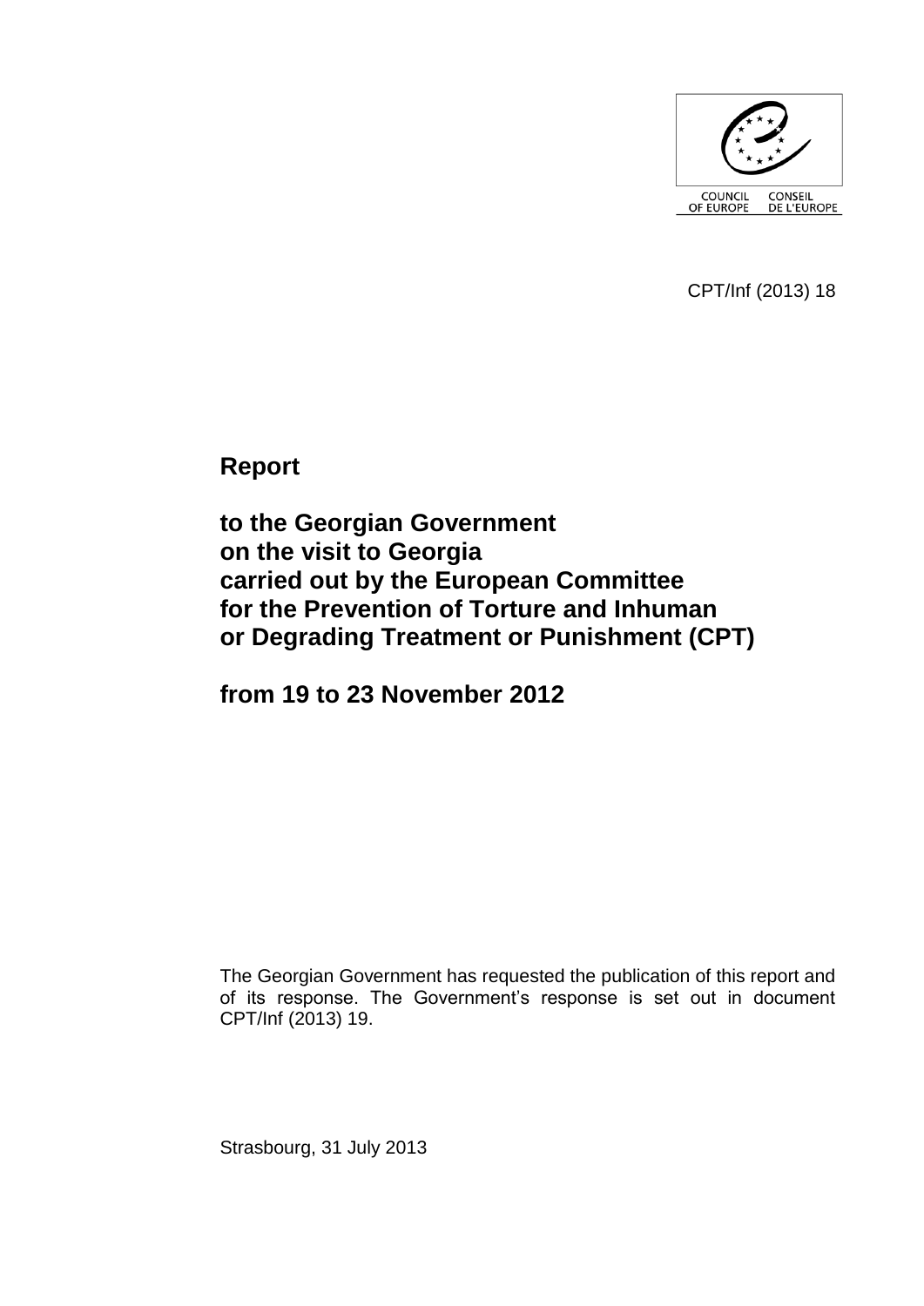COUNCIL OF EUROPE CONSEIL DE L'EUROPE

CPT/Inf (2013) 18

# Report

## to the Georgian Government on the visit to Georgia carried out by the European Committee for the Prevention of Torture and Inhuman or Degrading Treatment or Punishment (CPT)

## from 19 to 23 November 2012

The Georgian Government has requested the publication of this report and of its response. The Government's response is set out in document CPT/Inf (2013) 19.

Strasbourg, 31 July 2013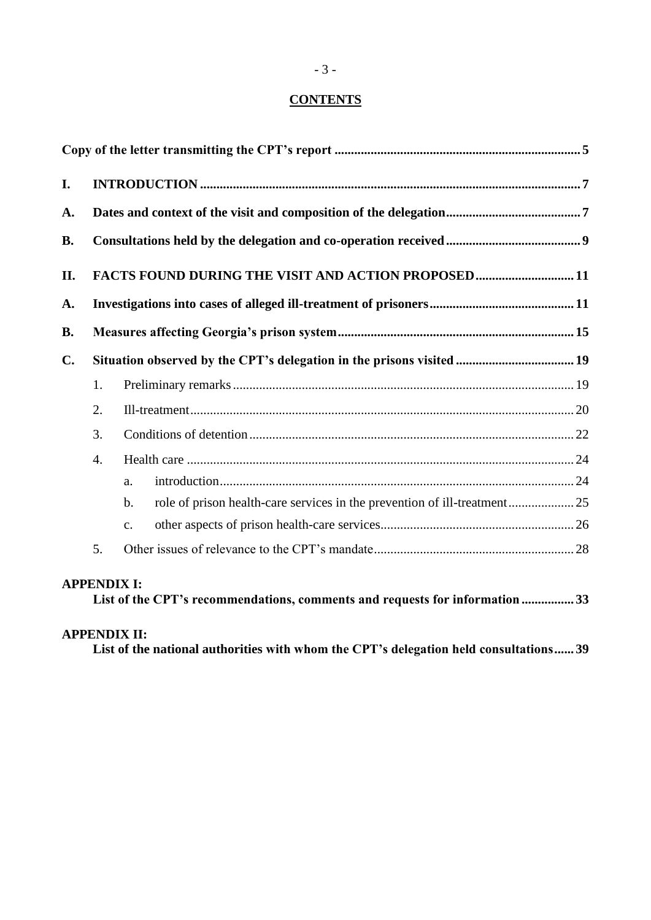# CONTENTS

**Copy of the letter transmitting the CPT's report** ..... **5**

**I. INTRODUCTION** ..... **7**

**A. Dates and context of the visit and composition of the delegation** ..... **7**

**B. Consultations held by the delegation and co-operation received** ..... **9**

**II. FACTS FOUND DURING THE VISIT AND ACTION PROPOSED** ..... **11**

**A. Investigations into cases of alleged ill-treatment of prisoners** ..... **11**

**B. Measures affecting Georgia's prison system** ..... **15**

**C. Situation observed by the CPT's delegation in the prisons visited** ..... **19**

1. Preliminary remarks ..... 19
2. Ill-treatment ..... 20
3. Conditions of detention ..... 22
4. Health care ..... 24
   a. introduction ..... 24
   b. role of prison health-care services in the prevention of ill-treatment ..... 25
   c. other aspects of prison health-care services ..... 26
5. Other issues of relevance to the CPT's mandate ..... 28

**APPENDIX I:**
**List of the CPT's recommendations, comments and requests for information** ..... **33**

**APPENDIX II:**
**List of the national authorities with whom the CPT's delegation held consultations** ..... **39**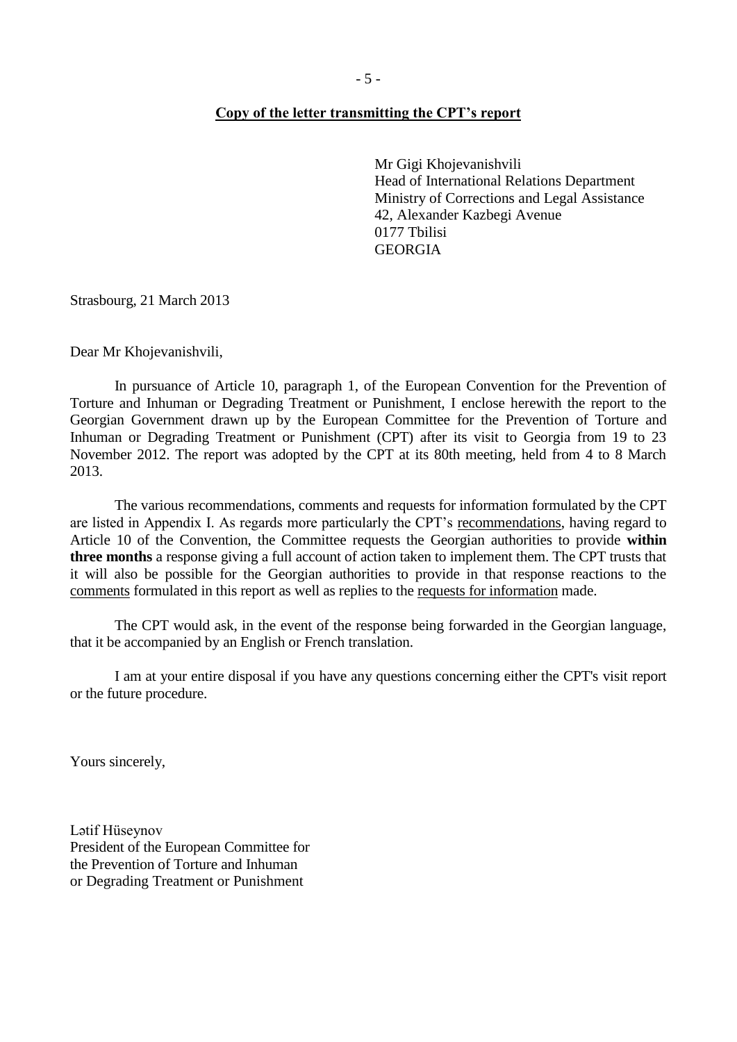**Copy of the letter transmitting the CPT's report**

Mr Gigi Khojevanishvili
Head of International Relations Department
Ministry of Corrections and Legal Assistance
42, Alexander Kazbegi Avenue
0177 Tbilisi
GEORGIA

Strasbourg, 21 March 2013

Dear Mr Khojevanishvili,

In pursuance of Article 10, paragraph 1, of the European Convention for the Prevention of Torture and Inhuman or Degrading Treatment or Punishment, I enclose herewith the report to the Georgian Government drawn up by the European Committee for the Prevention of Torture and Inhuman or Degrading Treatment or Punishment (CPT) after its visit to Georgia from 19 to 23 November 2012. The report was adopted by the CPT at its 80th meeting, held from 4 to 8 March 2013.

The various recommendations, comments and requests for information formulated by the CPT are listed in Appendix I. As regards more particularly the CPT's recommendations, having regard to Article 10 of the Convention, the Committee requests the Georgian authorities to provide **within three months** a response giving a full account of action taken to implement them. The CPT trusts that it will also be possible for the Georgian authorities to provide in that response reactions to the comments formulated in this report as well as replies to the requests for information made.

The CPT would ask, in the event of the response being forwarded in the Georgian language, that it be accompanied by an English or French translation.

I am at your entire disposal if you have any questions concerning either the CPT's visit report or the future procedure.

Yours sincerely,

Lətif Hüseynov
President of the European Committee for
the Prevention of Torture and Inhuman
or Degrading Treatment or Punishment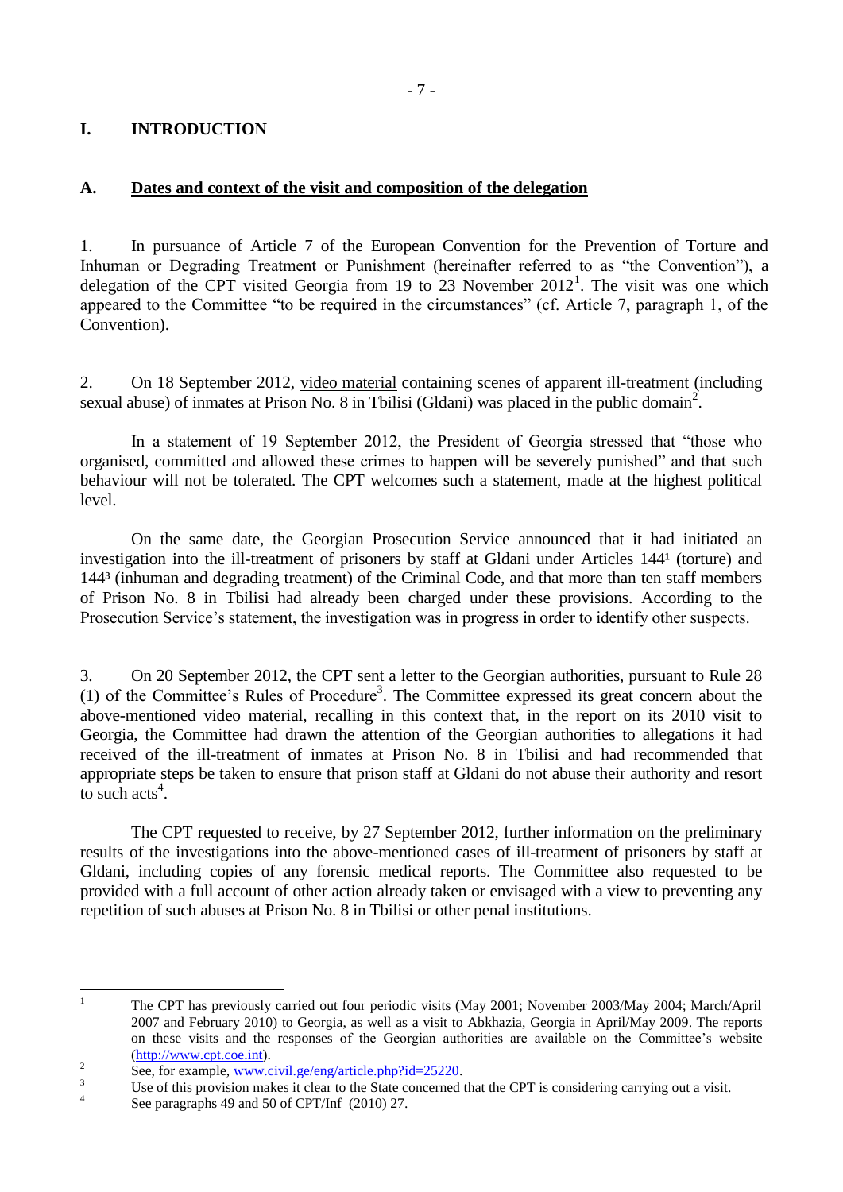# I. INTRODUCTION

## A. Dates and context of the visit and composition of the delegation

1. In pursuance of Article 7 of the European Convention for the Prevention of Torture and Inhuman or Degrading Treatment or Punishment (hereinafter referred to as "the Convention"), a delegation of the CPT visited Georgia from 19 to 23 November 2012[1]. The visit was one which appeared to the Committee "to be required in the circumstances" (cf. Article 7, paragraph 1, of the Convention).

2. On 18 September 2012, video material containing scenes of apparent ill-treatment (including sexual abuse) of inmates at Prison No. 8 in Tbilisi (Gldani) was placed in the public domain[2].

In a statement of 19 September 2012, the President of Georgia stressed that "those who organised, committed and allowed these crimes to happen will be severely punished" and that such behaviour will not be tolerated. The CPT welcomes such a statement, made at the highest political level.

On the same date, the Georgian Prosecution Service announced that it had initiated an investigation into the ill-treatment of prisoners by staff at Gldani under Articles 144¹ (torture) and 144³ (inhuman and degrading treatment) of the Criminal Code, and that more than ten staff members of Prison No. 8 in Tbilisi had already been charged under these provisions. According to the Prosecution Service's statement, the investigation was in progress in order to identify other suspects.

3. On 20 September 2012, the CPT sent a letter to the Georgian authorities, pursuant to Rule 28 (1) of the Committee's Rules of Procedure[3]. The Committee expressed its great concern about the above-mentioned video material, recalling in this context that, in the report on its 2010 visit to Georgia, the Committee had drawn the attention of the Georgian authorities to allegations it had received of the ill-treatment of inmates at Prison No. 8 in Tbilisi and had recommended that appropriate steps be taken to ensure that prison staff at Gldani do not abuse their authority and resort to such acts[4].

The CPT requested to receive, by 27 September 2012, further information on the preliminary results of the investigations into the above-mentioned cases of ill-treatment of prisoners by staff at Gldani, including copies of any forensic medical reports. The Committee also requested to be provided with a full account of other action already taken or envisaged with a view to preventing any repetition of such abuses at Prison No. 8 in Tbilisi or other penal institutions.

---

[1] The CPT has previously carried out four periodic visits (May 2001; November 2003/May 2004; March/April 2007 and February 2010) to Georgia, as well as a visit to Abkhazia, Georgia in April/May 2009. The reports on these visits and the responses of the Georgian authorities are available on the Committee's website (http://www.cpt.coe.int).

[2] See, for example, www.civil.ge/eng/article.php?id=25220.

[3] Use of this provision makes it clear to the State concerned that the CPT is considering carrying out a visit.

[4] See paragraphs 49 and 50 of CPT/Inf (2010) 27.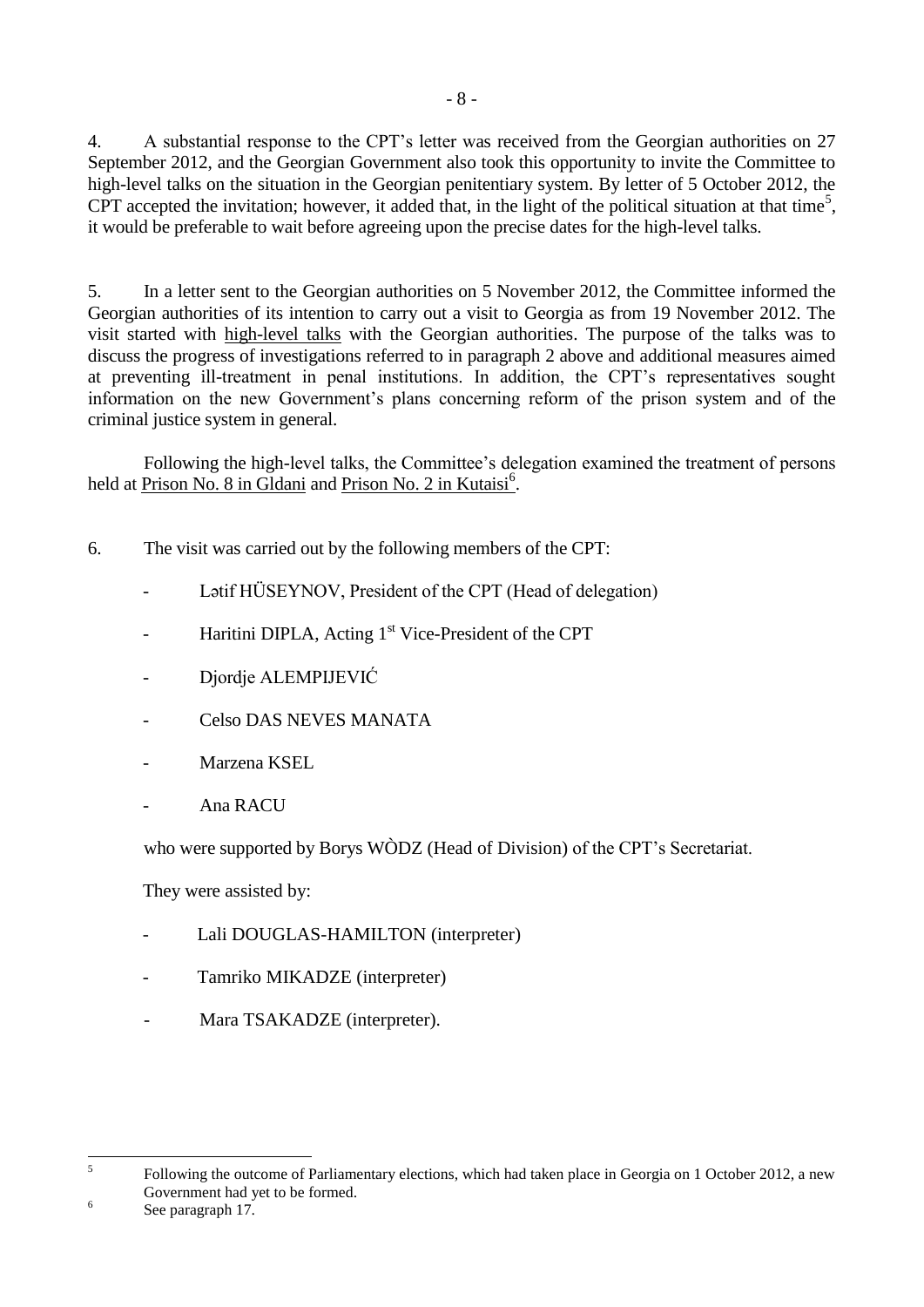4. A substantial response to the CPT's letter was received from the Georgian authorities on 27 September 2012, and the Georgian Government also took this opportunity to invite the Committee to high-level talks on the situation in the Georgian penitentiary system. By letter of 5 October 2012, the CPT accepted the invitation; however, it added that, in the light of the political situation at that time[5], it would be preferable to wait before agreeing upon the precise dates for the high-level talks.

5. In a letter sent to the Georgian authorities on 5 November 2012, the Committee informed the Georgian authorities of its intention to carry out a visit to Georgia as from 19 November 2012. The visit started with high-level talks with the Georgian authorities. The purpose of the talks was to discuss the progress of investigations referred to in paragraph 2 above and additional measures aimed at preventing ill-treatment in penal institutions. In addition, the CPT's representatives sought information on the new Government's plans concerning reform of the prison system and of the criminal justice system in general.

Following the high-level talks, the Committee's delegation examined the treatment of persons held at Prison No. 8 in Gldani and Prison No. 2 in Kutaisi[6].

6. The visit was carried out by the following members of the CPT:

- Lətif HÜSEYNOV, President of the CPT (Head of delegation)
- Haritini DIPLA, Acting 1st Vice-President of the CPT
- Djordje ALEMPIJEVIĆ
- Celso DAS NEVES MANATA
- Marzena KSEL
- Ana RACU

who were supported by Borys WÒDZ (Head of Division) of the CPT's Secretariat.

They were assisted by:

- Lali DOUGLAS-HAMILTON (interpreter)
- Tamriko MIKADZE (interpreter)
- Mara TSAKADZE (interpreter).

---

[5] Following the outcome of Parliamentary elections, which had taken place in Georgia on 1 October 2012, a new Government had yet to be formed.

[6] See paragraph 17.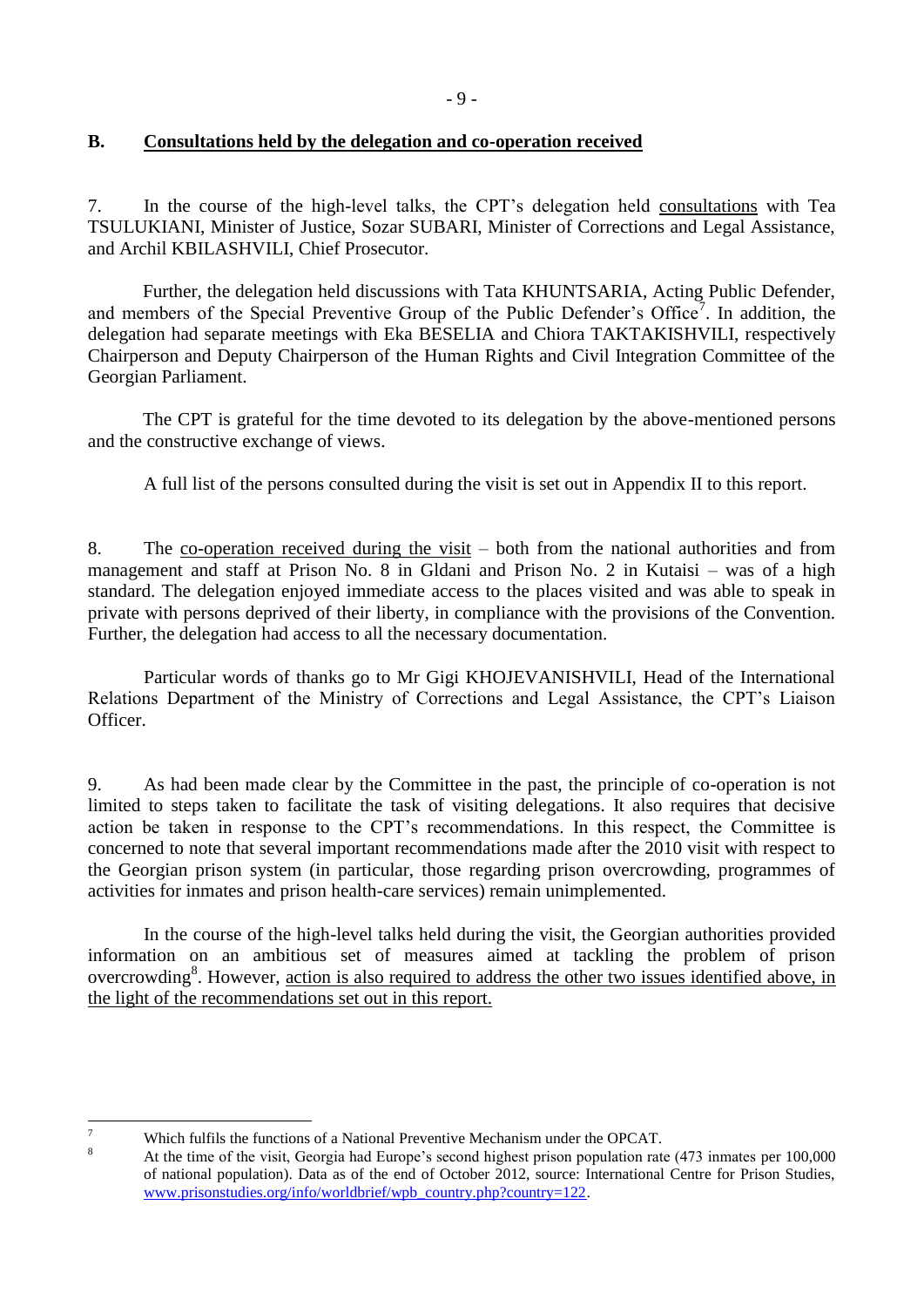## B. Consultations held by the delegation and co-operation received

7. In the course of the high-level talks, the CPT's delegation held consultations with Tea TSULUKIANI, Minister of Justice, Sozar SUBARI, Minister of Corrections and Legal Assistance, and Archil KBILASHVILI, Chief Prosecutor.

Further, the delegation held discussions with Tata KHUNTSARIA, Acting Public Defender, and members of the Special Preventive Group of the Public Defender's Office[7]. In addition, the delegation had separate meetings with Eka BESELIA and Chiora TAKTAKISHVILI, respectively Chairperson and Deputy Chairperson of the Human Rights and Civil Integration Committee of the Georgian Parliament.

The CPT is grateful for the time devoted to its delegation by the above-mentioned persons and the constructive exchange of views.

A full list of the persons consulted during the visit is set out in Appendix II to this report.

8. The co-operation received during the visit – both from the national authorities and from management and staff at Prison No. 8 in Gldani and Prison No. 2 in Kutaisi – was of a high standard. The delegation enjoyed immediate access to the places visited and was able to speak in private with persons deprived of their liberty, in compliance with the provisions of the Convention. Further, the delegation had access to all the necessary documentation.

Particular words of thanks go to Mr Gigi KHOJEVANISHVILI, Head of the International Relations Department of the Ministry of Corrections and Legal Assistance, the CPT's Liaison Officer.

9. As had been made clear by the Committee in the past, the principle of co-operation is not limited to steps taken to facilitate the task of visiting delegations. It also requires that decisive action be taken in response to the CPT's recommendations. In this respect, the Committee is concerned to note that several important recommendations made after the 2010 visit with respect to the Georgian prison system (in particular, those regarding prison overcrowding, programmes of activities for inmates and prison health-care services) remain unimplemented.

In the course of the high-level talks held during the visit, the Georgian authorities provided information on an ambitious set of measures aimed at tackling the problem of prison overcrowding[8]. However, <u>action is also required to address the other two issues identified above, in the light of the recommendations set out in this report.</u>

---

[7] Which fulfils the functions of a National Preventive Mechanism under the OPCAT.

[8] At the time of the visit, Georgia had Europe's second highest prison population rate (473 inmates per 100,000 of national population). Data as of the end of October 2012, source: International Centre for Prison Studies, www.prisonstudies.org/info/worldbrief/wpb_country.php?country=122.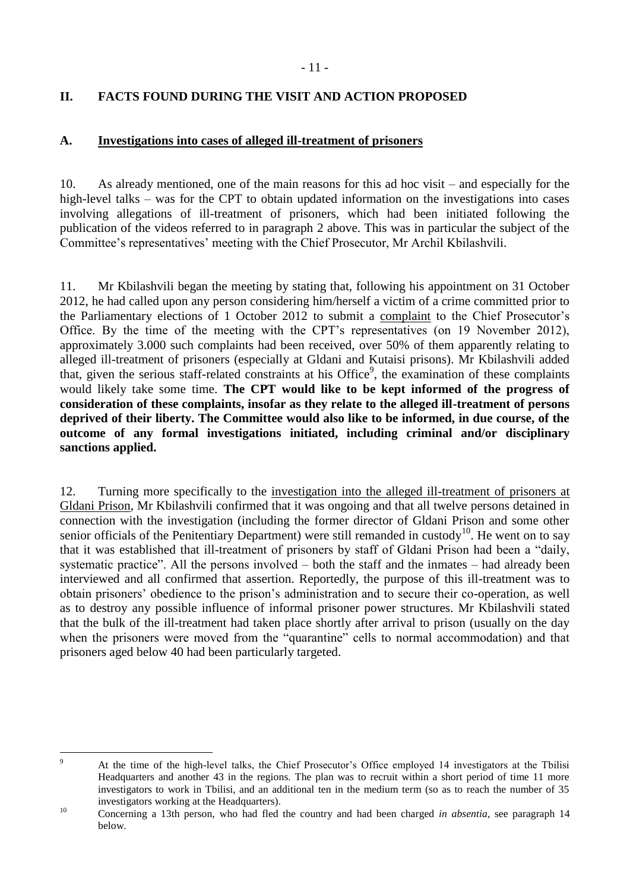## II. FACTS FOUND DURING THE VISIT AND ACTION PROPOSED

### A. Investigations into cases of alleged ill-treatment of prisoners

10. As already mentioned, one of the main reasons for this ad hoc visit – and especially for the high-level talks – was for the CPT to obtain updated information on the investigations into cases involving allegations of ill-treatment of prisoners, which had been initiated following the publication of the videos referred to in paragraph 2 above. This was in particular the subject of the Committee's representatives' meeting with the Chief Prosecutor, Mr Archil Kbilashvili.

11. Mr Kbilashvili began the meeting by stating that, following his appointment on 31 October 2012, he had called upon any person considering him/herself a victim of a crime committed prior to the Parliamentary elections of 1 October 2012 to submit a complaint to the Chief Prosecutor's Office. By the time of the meeting with the CPT's representatives (on 19 November 2012), approximately 3.000 such complaints had been received, over 50% of them apparently relating to alleged ill-treatment of prisoners (especially at Gldani and Kutaisi prisons). Mr Kbilashvili added that, given the serious staff-related constraints at his Office[9], the examination of these complaints would likely take some time. **The CPT would like to be kept informed of the progress of consideration of these complaints, insofar as they relate to the alleged ill-treatment of persons deprived of their liberty. The Committee would also like to be informed, in due course, of the outcome of any formal investigations initiated, including criminal and/or disciplinary sanctions applied.**

12. Turning more specifically to the investigation into the alleged ill-treatment of prisoners at Gldani Prison, Mr Kbilashvili confirmed that it was ongoing and that all twelve persons detained in connection with the investigation (including the former director of Gldani Prison and some other senior officials of the Penitentiary Department) were still remanded in custody[10]. He went on to say that it was established that ill-treatment of prisoners by staff of Gldani Prison had been a "daily, systematic practice". All the persons involved – both the staff and the inmates – had already been interviewed and all confirmed that assertion. Reportedly, the purpose of this ill-treatment was to obtain prisoners' obedience to the prison's administration and to secure their co-operation, as well as to destroy any possible influence of informal prisoner power structures. Mr Kbilashvili stated that the bulk of the ill-treatment had taken place shortly after arrival to prison (usually on the day when the prisoners were moved from the "quarantine" cells to normal accommodation) and that prisoners aged below 40 had been particularly targeted.

---

[9] At the time of the high-level talks, the Chief Prosecutor's Office employed 14 investigators at the Tbilisi Headquarters and another 43 in the regions. The plan was to recruit within a short period of time 11 more investigators to work in Tbilisi, and an additional ten in the medium term (so as to reach the number of 35 investigators working at the Headquarters).

[10] Concerning a 13th person, who had fled the country and had been charged *in absentia*, see paragraph 14 below.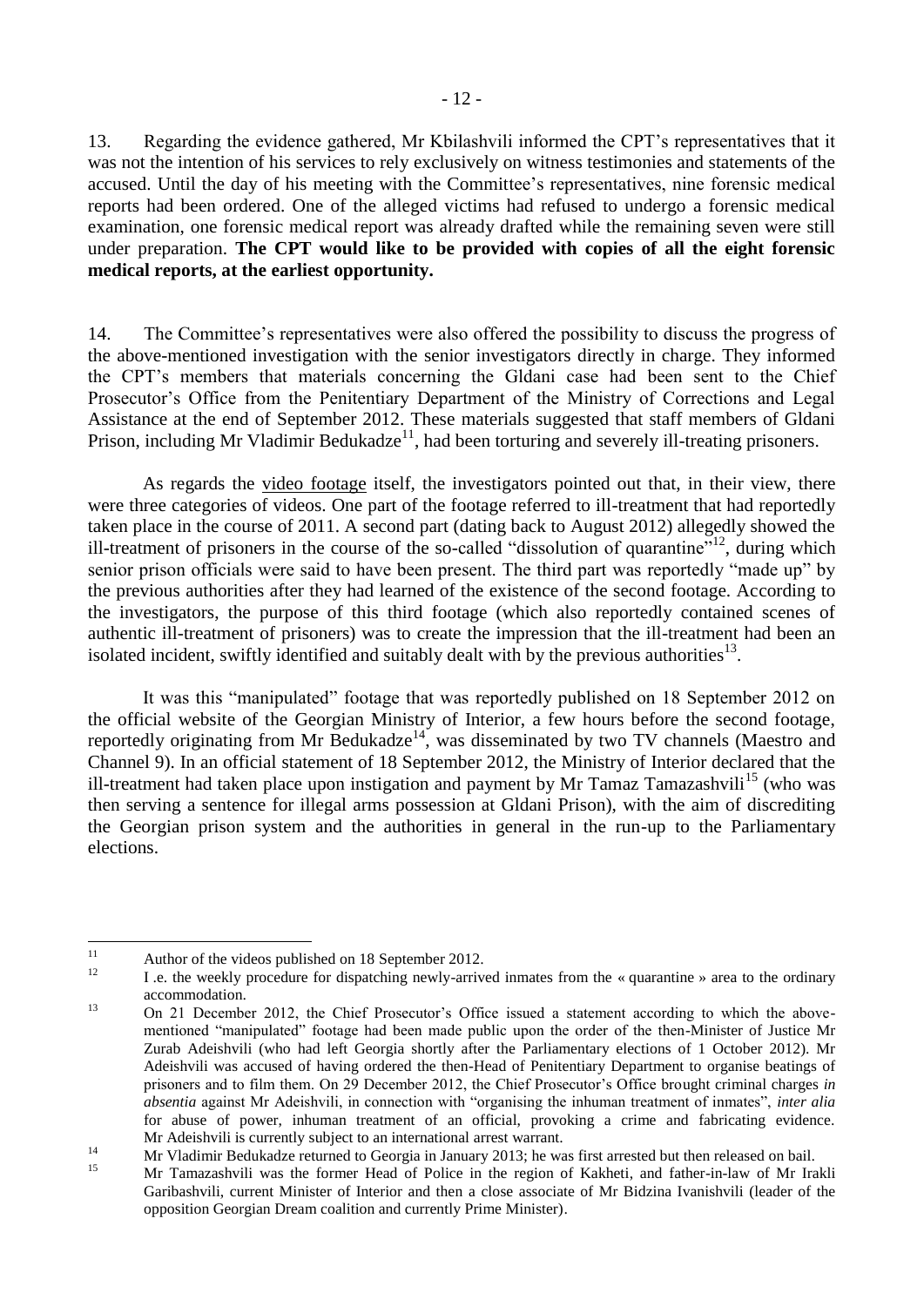13. Regarding the evidence gathered, Mr Kbilashvili informed the CPT's representatives that it was not the intention of his services to rely exclusively on witness testimonies and statements of the accused. Until the day of his meeting with the Committee's representatives, nine forensic medical reports had been ordered. One of the alleged victims had refused to undergo a forensic medical examination, one forensic medical report was already drafted while the remaining seven were still under preparation. **The CPT would like to be provided with copies of all the eight forensic medical reports, at the earliest opportunity.**

14. The Committee's representatives were also offered the possibility to discuss the progress of the above-mentioned investigation with the senior investigators directly in charge. They informed the CPT's members that materials concerning the Gldani case had been sent to the Chief Prosecutor's Office from the Penitentiary Department of the Ministry of Corrections and Legal Assistance at the end of September 2012. These materials suggested that staff members of Gldani Prison, including Mr Vladimir Bedukadze[11], had been torturing and severely ill-treating prisoners.

As regards the video footage itself, the investigators pointed out that, in their view, there were three categories of videos. One part of the footage referred to ill-treatment that had reportedly taken place in the course of 2011. A second part (dating back to August 2012) allegedly showed the ill-treatment of prisoners in the course of the so-called "dissolution of quarantine"[12], during which senior prison officials were said to have been present. The third part was reportedly "made up" by the previous authorities after they had learned of the existence of the second footage. According to the investigators, the purpose of this third footage (which also reportedly contained scenes of authentic ill-treatment of prisoners) was to create the impression that the ill-treatment had been an isolated incident, swiftly identified and suitably dealt with by the previous authorities[13].

It was this "manipulated" footage that was reportedly published on 18 September 2012 on the official website of the Georgian Ministry of Interior, a few hours before the second footage, reportedly originating from Mr Bedukadze[14], was disseminated by two TV channels (Maestro and Channel 9). In an official statement of 18 September 2012, the Ministry of Interior declared that the ill-treatment had taken place upon instigation and payment by Mr Tamaz Tamazashvili[15] (who was then serving a sentence for illegal arms possession at Gldani Prison), with the aim of discrediting the Georgian prison system and the authorities in general in the run-up to the Parliamentary elections.

---

[11] Author of the videos published on 18 September 2012.

[12] I .e. the weekly procedure for dispatching newly-arrived inmates from the « quarantine » area to the ordinary accommodation.

[13] On 21 December 2012, the Chief Prosecutor's Office issued a statement according to which the above-mentioned "manipulated" footage had been made public upon the order of the then-Minister of Justice Mr Zurab Adeishvili (who had left Georgia shortly after the Parliamentary elections of 1 October 2012). Mr Adeishvili was accused of having ordered the then-Head of Penitentiary Department to organise beatings of prisoners and to film them. On 29 December 2012, the Chief Prosecutor's Office brought criminal charges *in absentia* against Mr Adeishvili, in connection with "organising the inhuman treatment of inmates", *inter alia* for abuse of power, inhuman treatment of an official, provoking a crime and fabricating evidence. Mr Adeishvili is currently subject to an international arrest warrant.

[14] Mr Vladimir Bedukadze returned to Georgia in January 2013; he was first arrested but then released on bail.

[15] Mr Tamazashvili was the former Head of Police in the region of Kakheti, and father-in-law of Mr Irakli Garibashvili, current Minister of Interior and then a close associate of Mr Bidzina Ivanishvili (leader of the opposition Georgian Dream coalition and currently Prime Minister).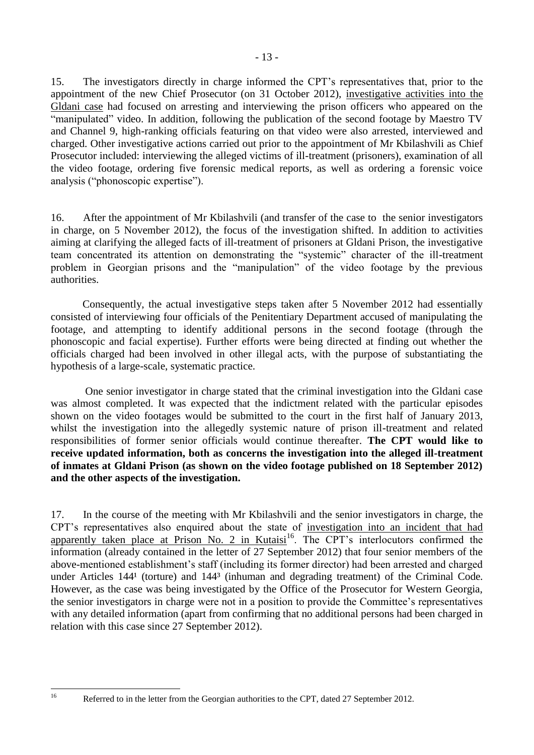15. The investigators directly in charge informed the CPT's representatives that, prior to the appointment of the new Chief Prosecutor (on 31 October 2012), investigative activities into the Gldani case had focused on arresting and interviewing the prison officers who appeared on the "manipulated" video. In addition, following the publication of the second footage by Maestro TV and Channel 9, high-ranking officials featuring on that video were also arrested, interviewed and charged. Other investigative actions carried out prior to the appointment of Mr Kbilashvili as Chief Prosecutor included: interviewing the alleged victims of ill-treatment (prisoners), examination of all the video footage, ordering five forensic medical reports, as well as ordering a forensic voice analysis ("phonoscopic expertise").

16. After the appointment of Mr Kbilashvili (and transfer of the case to the senior investigators in charge, on 5 November 2012), the focus of the investigation shifted. In addition to activities aiming at clarifying the alleged facts of ill-treatment of prisoners at Gldani Prison, the investigative team concentrated its attention on demonstrating the "systemic" character of the ill-treatment problem in Georgian prisons and the "manipulation" of the video footage by the previous authorities.

Consequently, the actual investigative steps taken after 5 November 2012 had essentially consisted of interviewing four officials of the Penitentiary Department accused of manipulating the footage, and attempting to identify additional persons in the second footage (through the phonoscopic and facial expertise). Further efforts were being directed at finding out whether the officials charged had been involved in other illegal acts, with the purpose of substantiating the hypothesis of a large-scale, systematic practice.

One senior investigator in charge stated that the criminal investigation into the Gldani case was almost completed. It was expected that the indictment related with the particular episodes shown on the video footages would be submitted to the court in the first half of January 2013, whilst the investigation into the allegedly systemic nature of prison ill-treatment and related responsibilities of former senior officials would continue thereafter. **The CPT would like to receive updated information, both as concerns the investigation into the alleged ill-treatment of inmates at Gldani Prison (as shown on the video footage published on 18 September 2012) and the other aspects of the investigation.**

17. In the course of the meeting with Mr Kbilashvili and the senior investigators in charge, the CPT's representatives also enquired about the state of investigation into an incident that had apparently taken place at Prison No. 2 in Kutaisi[16]. The CPT's interlocutors confirmed the information (already contained in the letter of 27 September 2012) that four senior members of the above-mentioned establishment's staff (including its former director) had been arrested and charged under Articles $144^1$ (torture) and $144^3$ (inhuman and degrading treatment) of the Criminal Code. However, as the case was being investigated by the Office of the Prosecutor for Western Georgia, the senior investigators in charge were not in a position to provide the Committee's representatives with any detailed information (apart from confirming that no additional persons had been charged in relation with this case since 27 September 2012).

---

[16] Referred to in the letter from the Georgian authorities to the CPT, dated 27 September 2012.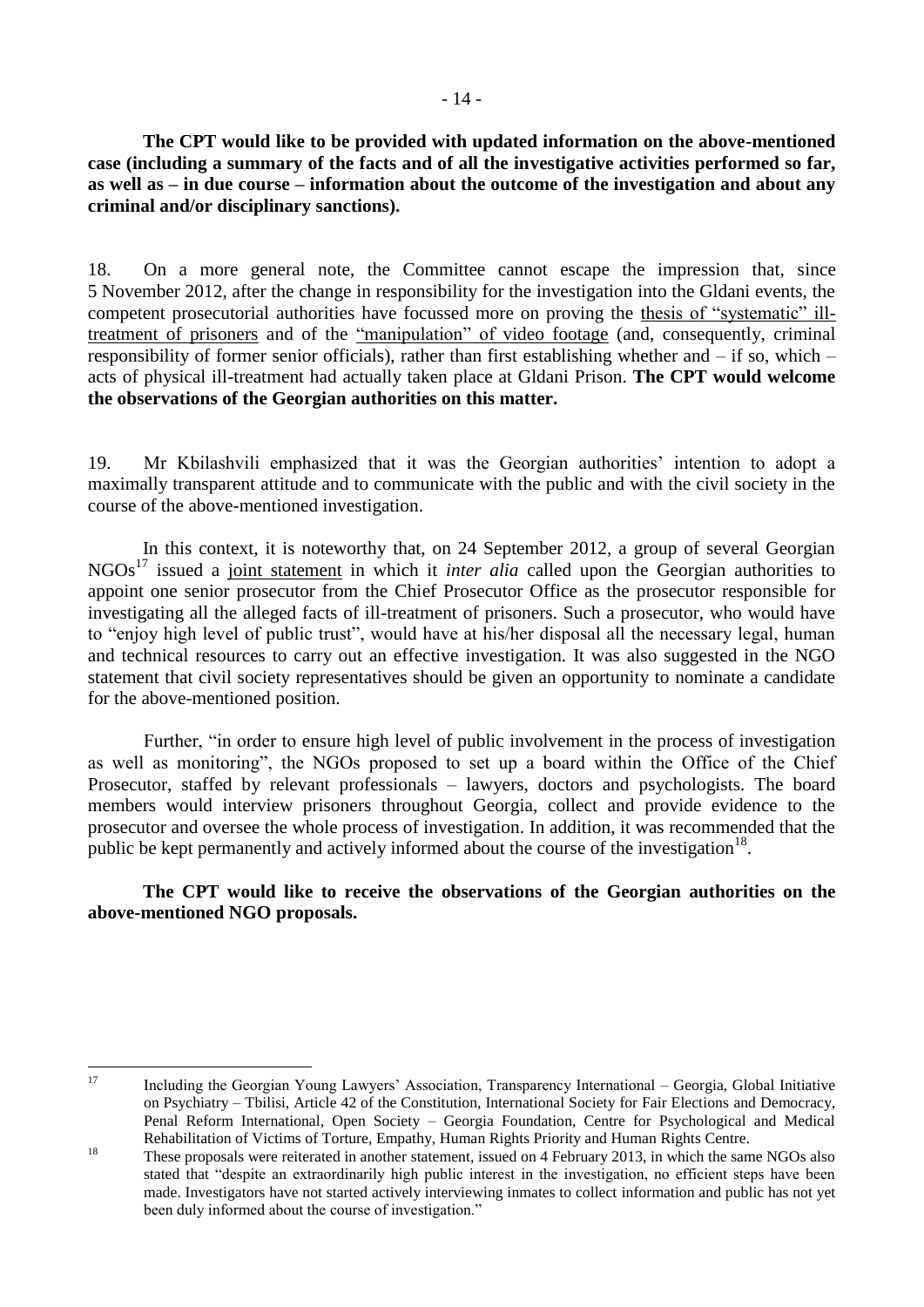**The CPT would like to be provided with updated information on the above-mentioned case (including a summary of the facts and of all the investigative activities performed so far, as well as – in due course – information about the outcome of the investigation and about any criminal and/or disciplinary sanctions).**

18. On a more general note, the Committee cannot escape the impression that, since 5 November 2012, after the change in responsibility for the investigation into the Gldani events, the competent prosecutorial authorities have focussed more on proving the thesis of "systematic" ill-treatment of prisoners and of the "manipulation" of video footage (and, consequently, criminal responsibility of former senior officials), rather than first establishing whether and – if so, which – acts of physical ill-treatment had actually taken place at Gldani Prison. **The CPT would welcome the observations of the Georgian authorities on this matter.**

19. Mr Kbilashvili emphasized that it was the Georgian authorities' intention to adopt a maximally transparent attitude and to communicate with the public and with the civil society in the course of the above-mentioned investigation.

In this context, it is noteworthy that, on 24 September 2012, a group of several Georgian NGOs[17] issued a joint statement in which it *inter alia* called upon the Georgian authorities to appoint one senior prosecutor from the Chief Prosecutor Office as the prosecutor responsible for investigating all the alleged facts of ill-treatment of prisoners. Such a prosecutor, who would have to "enjoy high level of public trust", would have at his/her disposal all the necessary legal, human and technical resources to carry out an effective investigation. It was also suggested in the NGO statement that civil society representatives should be given an opportunity to nominate a candidate for the above-mentioned position.

Further, "in order to ensure high level of public involvement in the process of investigation as well as monitoring", the NGOs proposed to set up a board within the Office of the Chief Prosecutor, staffed by relevant professionals – lawyers, doctors and psychologists. The board members would interview prisoners throughout Georgia, collect and provide evidence to the prosecutor and oversee the whole process of investigation. In addition, it was recommended that the public be kept permanently and actively informed about the course of the investigation[18].

**The CPT would like to receive the observations of the Georgian authorities on the above-mentioned NGO proposals.**

---

[17] Including the Georgian Young Lawyers' Association, Transparency International – Georgia, Global Initiative on Psychiatry – Tbilisi, Article 42 of the Constitution, International Society for Fair Elections and Democracy, Penal Reform International, Open Society – Georgia Foundation, Centre for Psychological and Medical Rehabilitation of Victims of Torture, Empathy, Human Rights Priority and Human Rights Centre.

[18] These proposals were reiterated in another statement, issued on 4 February 2013, in which the same NGOs also stated that "despite an extraordinarily high public interest in the investigation, no efficient steps have been made. Investigators have not started actively interviewing inmates to collect information and public has not yet been duly informed about the course of investigation."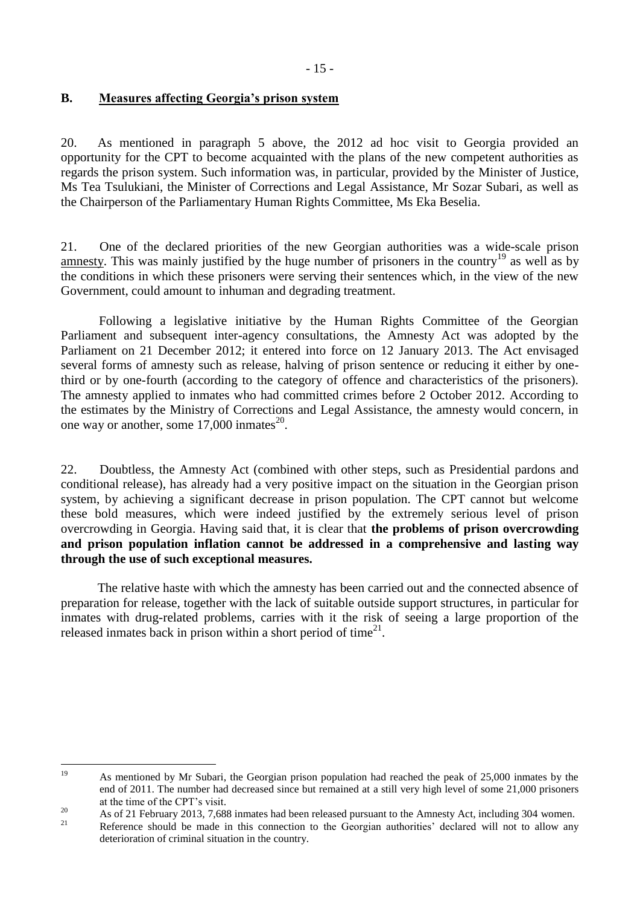## B. Measures affecting Georgia's prison system

20. As mentioned in paragraph 5 above, the 2012 ad hoc visit to Georgia provided an opportunity for the CPT to become acquainted with the plans of the new competent authorities as regards the prison system. Such information was, in particular, provided by the Minister of Justice, Ms Tea Tsulukiani, the Minister of Corrections and Legal Assistance, Mr Sozar Subari, as well as the Chairperson of the Parliamentary Human Rights Committee, Ms Eka Beselia.

21. One of the declared priorities of the new Georgian authorities was a wide-scale prison amnesty. This was mainly justified by the huge number of prisoners in the country[19] as well as by the conditions in which these prisoners were serving their sentences which, in the view of the new Government, could amount to inhuman and degrading treatment.

Following a legislative initiative by the Human Rights Committee of the Georgian Parliament and subsequent inter-agency consultations, the Amnesty Act was adopted by the Parliament on 21 December 2012; it entered into force on 12 January 2013. The Act envisaged several forms of amnesty such as release, halving of prison sentence or reducing it either by one-third or by one-fourth (according to the category of offence and characteristics of the prisoners). The amnesty applied to inmates who had committed crimes before 2 October 2012. According to the estimates by the Ministry of Corrections and Legal Assistance, the amnesty would concern, in one way or another, some 17,000 inmates[20].

22. Doubtless, the Amnesty Act (combined with other steps, such as Presidential pardons and conditional release), has already had a very positive impact on the situation in the Georgian prison system, by achieving a significant decrease in prison population. The CPT cannot but welcome these bold measures, which were indeed justified by the extremely serious level of prison overcrowding in Georgia. Having said that, it is clear that **the problems of prison overcrowding and prison population inflation cannot be addressed in a comprehensive and lasting way through the use of such exceptional measures.**

The relative haste with which the amnesty has been carried out and the connected absence of preparation for release, together with the lack of suitable outside support structures, in particular for inmates with drug-related problems, carries with it the risk of seeing a large proportion of the released inmates back in prison within a short period of time[21].

---

[19] As mentioned by Mr Subari, the Georgian prison population had reached the peak of 25,000 inmates by the end of 2011. The number had decreased since but remained at a still very high level of some 21,000 prisoners at the time of the CPT's visit.

[20] As of 21 February 2013, 7,688 inmates had been released pursuant to the Amnesty Act, including 304 women.

[21] Reference should be made in this connection to the Georgian authorities' declared will not to allow any deterioration of criminal situation in the country.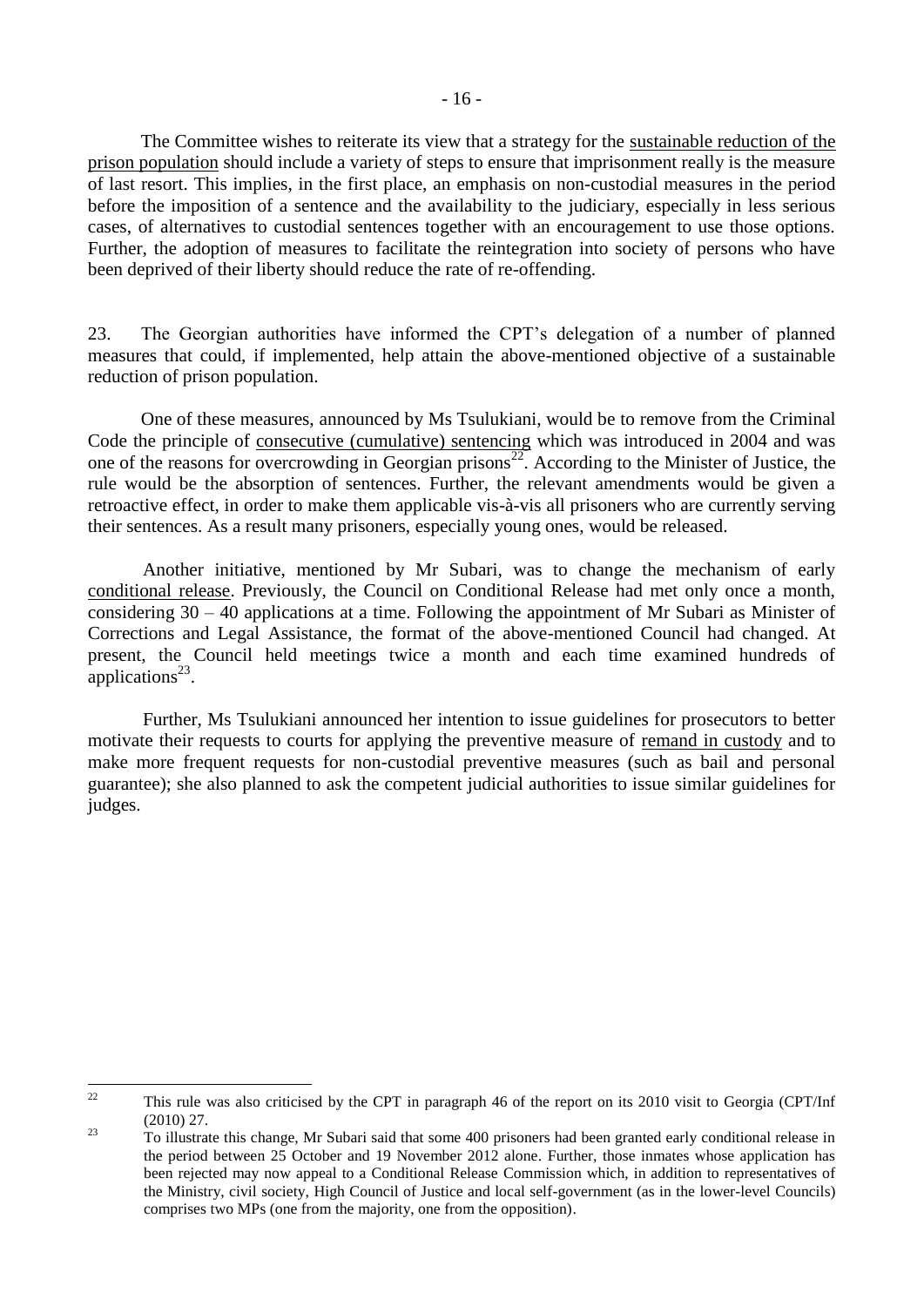The Committee wishes to reiterate its view that a strategy for the sustainable reduction of the prison population should include a variety of steps to ensure that imprisonment really is the measure of last resort. This implies, in the first place, an emphasis on non-custodial measures in the period before the imposition of a sentence and the availability to the judiciary, especially in less serious cases, of alternatives to custodial sentences together with an encouragement to use those options. Further, the adoption of measures to facilitate the reintegration into society of persons who have been deprived of their liberty should reduce the rate of re-offending.

23. The Georgian authorities have informed the CPT's delegation of a number of planned measures that could, if implemented, help attain the above-mentioned objective of a sustainable reduction of prison population.

One of these measures, announced by Ms Tsulukiani, would be to remove from the Criminal Code the principle of consecutive (cumulative) sentencing which was introduced in 2004 and was one of the reasons for overcrowding in Georgian prisons[22]. According to the Minister of Justice, the rule would be the absorption of sentences. Further, the relevant amendments would be given a retroactive effect, in order to make them applicable vis-à-vis all prisoners who are currently serving their sentences. As a result many prisoners, especially young ones, would be released.

Another initiative, mentioned by Mr Subari, was to change the mechanism of early conditional release. Previously, the Council on Conditional Release had met only once a month, considering 30 – 40 applications at a time. Following the appointment of Mr Subari as Minister of Corrections and Legal Assistance, the format of the above-mentioned Council had changed. At present, the Council held meetings twice a month and each time examined hundreds of applications[23].

Further, Ms Tsulukiani announced her intention to issue guidelines for prosecutors to better motivate their requests to courts for applying the preventive measure of remand in custody and to make more frequent requests for non-custodial preventive measures (such as bail and personal guarantee); she also planned to ask the competent judicial authorities to issue similar guidelines for judges.

---

[22] This rule was also criticised by the CPT in paragraph 46 of the report on its 2010 visit to Georgia (CPT/Inf (2010) 27.

[23] To illustrate this change, Mr Subari said that some 400 prisoners had been granted early conditional release in the period between 25 October and 19 November 2012 alone. Further, those inmates whose application has been rejected may now appeal to a Conditional Release Commission which, in addition to representatives of the Ministry, civil society, High Council of Justice and local self-government (as in the lower-level Councils) comprises two MPs (one from the majority, one from the opposition).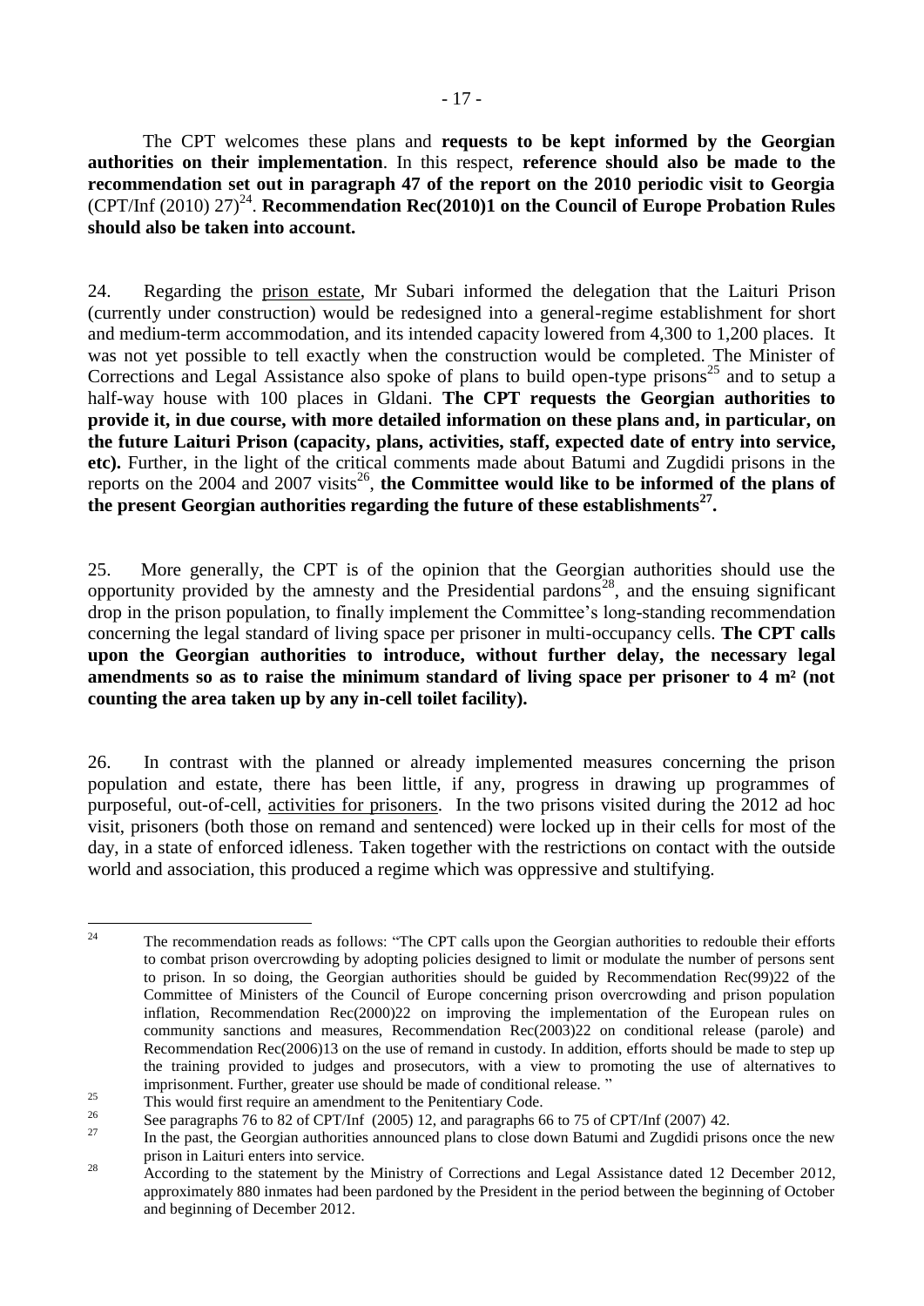The CPT welcomes these plans and **requests to be kept informed by the Georgian authorities on their implementation**. In this respect, **reference should also be made to the recommendation set out in paragraph 47 of the report on the 2010 periodic visit to Georgia** (CPT/Inf (2010) 27)[24]. **Recommendation Rec(2010)1 on the Council of Europe Probation Rules should also be taken into account.**

24. Regarding the prison estate, Mr Subari informed the delegation that the Laituri Prison (currently under construction) would be redesigned into a general-regime establishment for short and medium-term accommodation, and its intended capacity lowered from 4,300 to 1,200 places. It was not yet possible to tell exactly when the construction would be completed. The Minister of Corrections and Legal Assistance also spoke of plans to build open-type prisons[25] and to setup a half-way house with 100 places in Gldani. **The CPT requests the Georgian authorities to provide it, in due course, with more detailed information on these plans and, in particular, on the future Laituri Prison (capacity, plans, activities, staff, expected date of entry into service, etc).** Further, in the light of the critical comments made about Batumi and Zugdidi prisons in the reports on the 2004 and 2007 visits[26], **the Committee would like to be informed of the plans of the present Georgian authorities regarding the future of these establishments[27].**

25. More generally, the CPT is of the opinion that the Georgian authorities should use the opportunity provided by the amnesty and the Presidential pardons[28], and the ensuing significant drop in the prison population, to finally implement the Committee's long-standing recommendation concerning the legal standard of living space per prisoner in multi-occupancy cells. **The CPT calls upon the Georgian authorities to introduce, without further delay, the necessary legal amendments so as to raise the minimum standard of living space per prisoner to 4 m² (not counting the area taken up by any in-cell toilet facility).**

26. In contrast with the planned or already implemented measures concerning the prison population and estate, there has been little, if any, progress in drawing up programmes of purposeful, out-of-cell, activities for prisoners. In the two prisons visited during the 2012 ad hoc visit, prisoners (both those on remand and sentenced) were locked up in their cells for most of the day, in a state of enforced idleness. Taken together with the restrictions on contact with the outside world and association, this produced a regime which was oppressive and stultifying.

---

[24] The recommendation reads as follows: "The CPT calls upon the Georgian authorities to redouble their efforts to combat prison overcrowding by adopting policies designed to limit or modulate the number of persons sent to prison. In so doing, the Georgian authorities should be guided by Recommendation Rec(99)22 of the Committee of Ministers of the Council of Europe concerning prison overcrowding and prison population inflation, Recommendation Rec(2000)22 on improving the implementation of the European rules on community sanctions and measures, Recommendation Rec(2003)22 on conditional release (parole) and Recommendation Rec(2006)13 on the use of remand in custody. In addition, efforts should be made to step up the training provided to judges and prosecutors, with a view to promoting the use of alternatives to imprisonment. Further, greater use should be made of conditional release. "

[25] This would first require an amendment to the Penitentiary Code.

[26] See paragraphs 76 to 82 of CPT/Inf (2005) 12, and paragraphs 66 to 75 of CPT/Inf (2007) 42.

[27] In the past, the Georgian authorities announced plans to close down Batumi and Zugdidi prisons once the new prison in Laituri enters into service.

[28] According to the statement by the Ministry of Corrections and Legal Assistance dated 12 December 2012, approximately 880 inmates had been pardoned by the President in the period between the beginning of October and beginning of December 2012.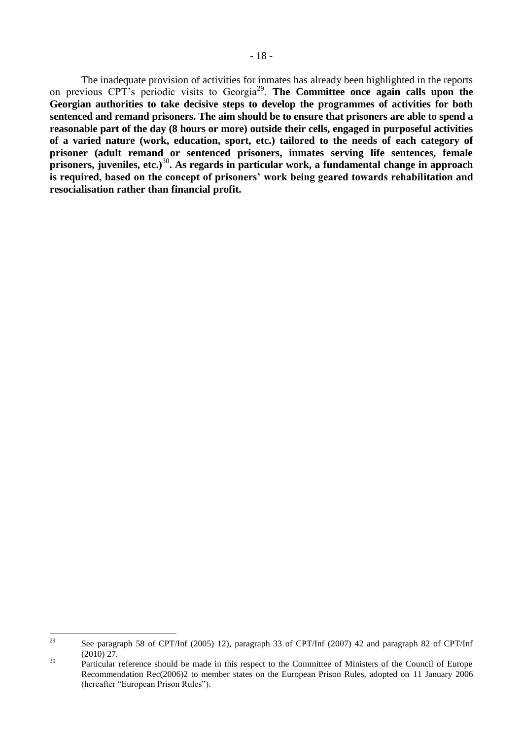The inadequate provision of activities for inmates has already been highlighted in the reports on previous CPT's periodic visits to Georgia[29]. **The Committee once again calls upon the Georgian authorities to take decisive steps to develop the programmes of activities for both sentenced and remand prisoners. The aim should be to ensure that prisoners are able to spend a reasonable part of the day (8 hours or more) outside their cells, engaged in purposeful activities of a varied nature (work, education, sport, etc.) tailored to the needs of each category of prisoner (adult remand or sentenced prisoners, inmates serving life sentences, female prisoners, juveniles, etc.)**[30]**. As regards in particular work, a fundamental change in approach is required, based on the concept of prisoners' work being geared towards rehabilitation and resocialisation rather than financial profit.**

---

[29] See paragraph 58 of CPT/Inf (2005) 12), paragraph 33 of CPT/Inf (2007) 42 and paragraph 82 of CPT/Inf (2010) 27.

[30] Particular reference should be made in this respect to the Committee of Ministers of the Council of Europe Recommendation Rec(2006)2 to member states on the European Prison Rules, adopted on 11 January 2006 (hereafter "European Prison Rules").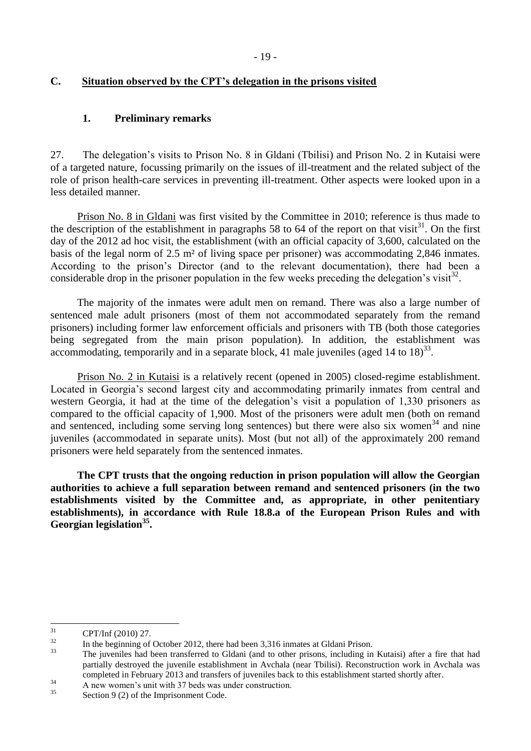## C. Situation observed by the CPT's delegation in the prisons visited

### 1. Preliminary remarks

27. The delegation's visits to Prison No. 8 in Gldani (Tbilisi) and Prison No. 2 in Kutaisi were of a targeted nature, focussing primarily on the issues of ill-treatment and the related subject of the role of prison health-care services in preventing ill-treatment. Other aspects were looked upon in a less detailed manner.

Prison No. 8 in Gldani was first visited by the Committee in 2010; reference is thus made to the description of the establishment in paragraphs 58 to 64 of the report on that visit[31]. On the first day of the 2012 ad hoc visit, the establishment (with an official capacity of 3,600, calculated on the basis of the legal norm of 2.5 m² of living space per prisoner) was accommodating 2,846 inmates. According to the prison's Director (and to the relevant documentation), there had been a considerable drop in the prisoner population in the few weeks preceding the delegation's visit[32].

The majority of the inmates were adult men on remand. There was also a large number of sentenced male adult prisoners (most of them not accommodated separately from the remand prisoners) including former law enforcement officials and prisoners with TB (both those categories being segregated from the main prison population). In addition, the establishment was accommodating, temporarily and in a separate block, 41 male juveniles (aged 14 to 18)[33].

Prison No. 2 in Kutaisi is a relatively recent (opened in 2005) closed-regime establishment. Located in Georgia's second largest city and accommodating primarily inmates from central and western Georgia, it had at the time of the delegation's visit a population of 1,330 prisoners as compared to the official capacity of 1,900. Most of the prisoners were adult men (both on remand and sentenced, including some serving long sentences) but there were also six women[34] and nine juveniles (accommodated in separate units). Most (but not all) of the approximately 200 remand prisoners were held separately from the sentenced inmates.

**The CPT trusts that the ongoing reduction in prison population will allow the Georgian authorities to achieve a full separation between remand and sentenced prisoners (in the two establishments visited by the Committee and, as appropriate, in other penitentiary establishments), in accordance with Rule 18.8.a of the European Prison Rules and with Georgian legislation[35].**

---

[31] CPT/Inf (2010) 27.

[32] In the beginning of October 2012, there had been 3,316 inmates at Gldani Prison.

[33] The juveniles had been transferred to Gldani (and to other prisons, including in Kutaisi) after a fire that had partially destroyed the juvenile establishment in Avchala (near Tbilisi). Reconstruction work in Avchala was completed in February 2013 and transfers of juveniles back to this establishment started shortly after.

[34] A new women's unit with 37 beds was under construction.

[35] Section 9 (2) of the Imprisonment Code.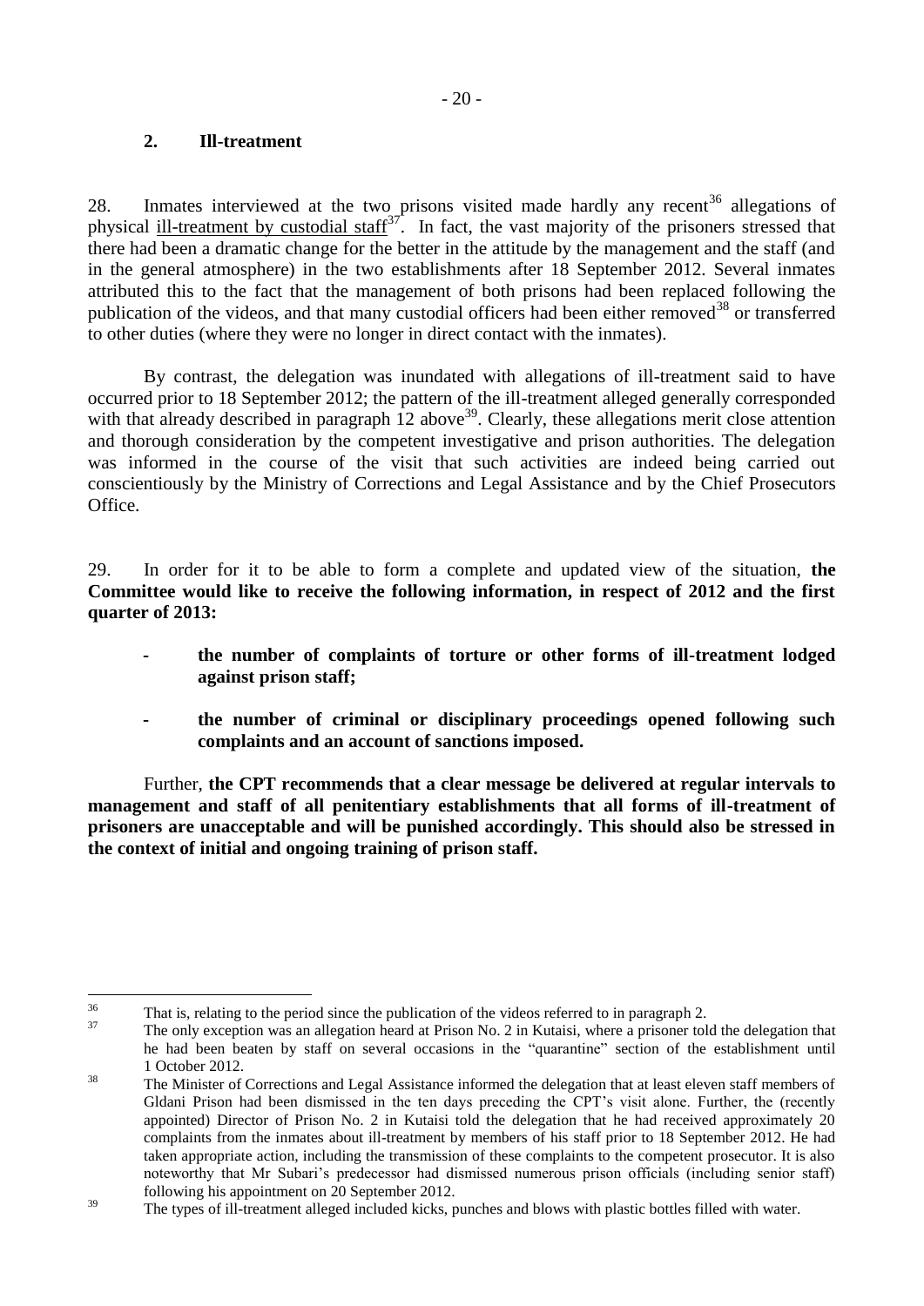### 2. Ill-treatment

28. Inmates interviewed at the two prisons visited made hardly any recent[36] allegations of physical ill-treatment by custodial staff[37]. In fact, the vast majority of the prisoners stressed that there had been a dramatic change for the better in the attitude by the management and the staff (and in the general atmosphere) in the two establishments after 18 September 2012. Several inmates attributed this to the fact that the management of both prisons had been replaced following the publication of the videos, and that many custodial officers had been either removed[38] or transferred to other duties (where they were no longer in direct contact with the inmates).

By contrast, the delegation was inundated with allegations of ill-treatment said to have occurred prior to 18 September 2012; the pattern of the ill-treatment alleged generally corresponded with that already described in paragraph 12 above[39]. Clearly, these allegations merit close attention and thorough consideration by the competent investigative and prison authorities. The delegation was informed in the course of the visit that such activities are indeed being carried out conscientiously by the Ministry of Corrections and Legal Assistance and by the Chief Prosecutors Office.

29. In order for it to be able to form a complete and updated view of the situation, **the Committee would like to receive the following information, in respect of 2012 and the first quarter of 2013:**

- **the number of complaints of torture or other forms of ill-treatment lodged against prison staff;**
- **the number of criminal or disciplinary proceedings opened following such complaints and an account of sanctions imposed.**

Further, **the CPT recommends that a clear message be delivered at regular intervals to management and staff of all penitentiary establishments that all forms of ill-treatment of prisoners are unacceptable and will be punished accordingly. This should also be stressed in the context of initial and ongoing training of prison staff.**

---

[36] That is, relating to the period since the publication of the videos referred to in paragraph 2.

[37] The only exception was an allegation heard at Prison No. 2 in Kutaisi, where a prisoner told the delegation that he had been beaten by staff on several occasions in the "quarantine" section of the establishment until 1 October 2012.

[38] The Minister of Corrections and Legal Assistance informed the delegation that at least eleven staff members of Gldani Prison had been dismissed in the ten days preceding the CPT's visit alone. Further, the (recently appointed) Director of Prison No. 2 in Kutaisi told the delegation that he had received approximately 20 complaints from the inmates about ill-treatment by members of his staff prior to 18 September 2012. He had taken appropriate action, including the transmission of these complaints to the competent prosecutor. It is also noteworthy that Mr Subari's predecessor had dismissed numerous prison officials (including senior staff) following his appointment on 20 September 2012.

[39] The types of ill-treatment alleged included kicks, punches and blows with plastic bottles filled with water.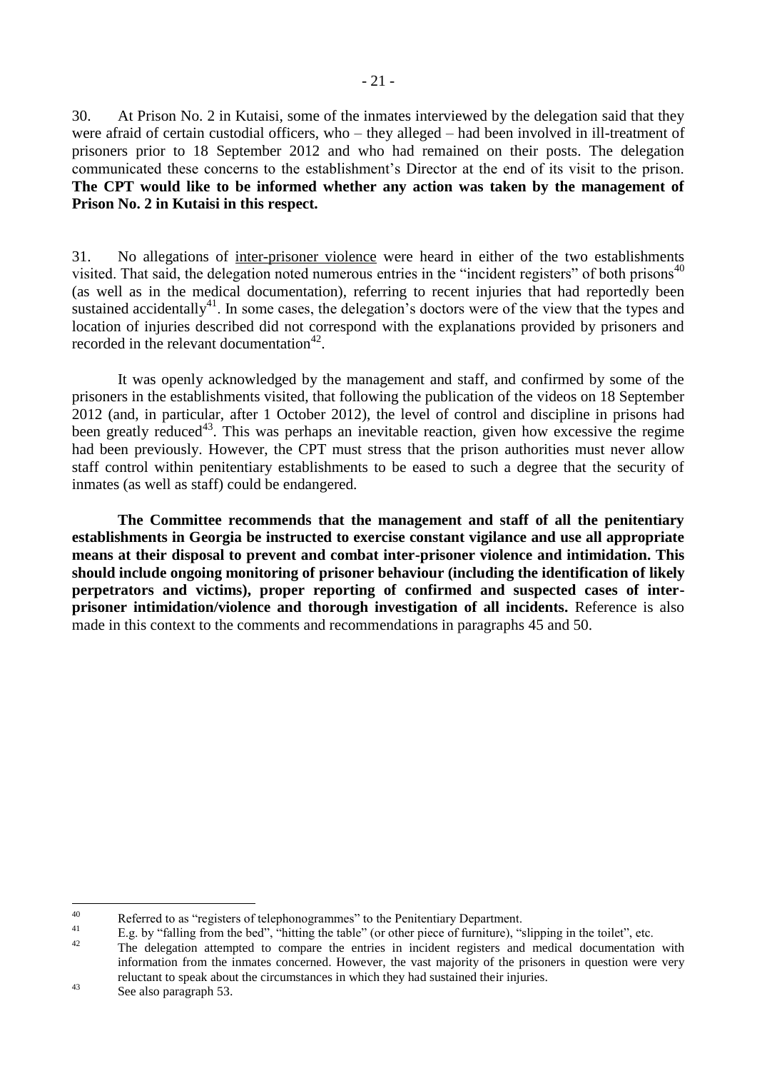30. At Prison No. 2 in Kutaisi, some of the inmates interviewed by the delegation said that they were afraid of certain custodial officers, who – they alleged – had been involved in ill-treatment of prisoners prior to 18 September 2012 and who had remained on their posts. The delegation communicated these concerns to the establishment's Director at the end of its visit to the prison. **The CPT would like to be informed whether any action was taken by the management of Prison No. 2 in Kutaisi in this respect.**

31. No allegations of inter-prisoner violence were heard in either of the two establishments visited. That said, the delegation noted numerous entries in the "incident registers" of both prisons[40] (as well as in the medical documentation), referring to recent injuries that had reportedly been sustained accidentally[41]. In some cases, the delegation's doctors were of the view that the types and location of injuries described did not correspond with the explanations provided by prisoners and recorded in the relevant documentation[42].

It was openly acknowledged by the management and staff, and confirmed by some of the prisoners in the establishments visited, that following the publication of the videos on 18 September 2012 (and, in particular, after 1 October 2012), the level of control and discipline in prisons had been greatly reduced[43]. This was perhaps an inevitable reaction, given how excessive the regime had been previously. However, the CPT must stress that the prison authorities must never allow staff control within penitentiary establishments to be eased to such a degree that the security of inmates (as well as staff) could be endangered.

**The Committee recommends that the management and staff of all the penitentiary establishments in Georgia be instructed to exercise constant vigilance and use all appropriate means at their disposal to prevent and combat inter-prisoner violence and intimidation. This should include ongoing monitoring of prisoner behaviour (including the identification of likely perpetrators and victims), proper reporting of confirmed and suspected cases of inter-prisoner intimidation/violence and thorough investigation of all incidents.** Reference is also made in this context to the comments and recommendations in paragraphs 45 and 50.

---

[40] Referred to as "registers of telephonogrammes" to the Penitentiary Department.

[41] E.g. by "falling from the bed", "hitting the table" (or other piece of furniture), "slipping in the toilet", etc.

[42] The delegation attempted to compare the entries in incident registers and medical documentation with information from the inmates concerned. However, the vast majority of the prisoners in question were very reluctant to speak about the circumstances in which they had sustained their injuries.

[43] See also paragraph 53.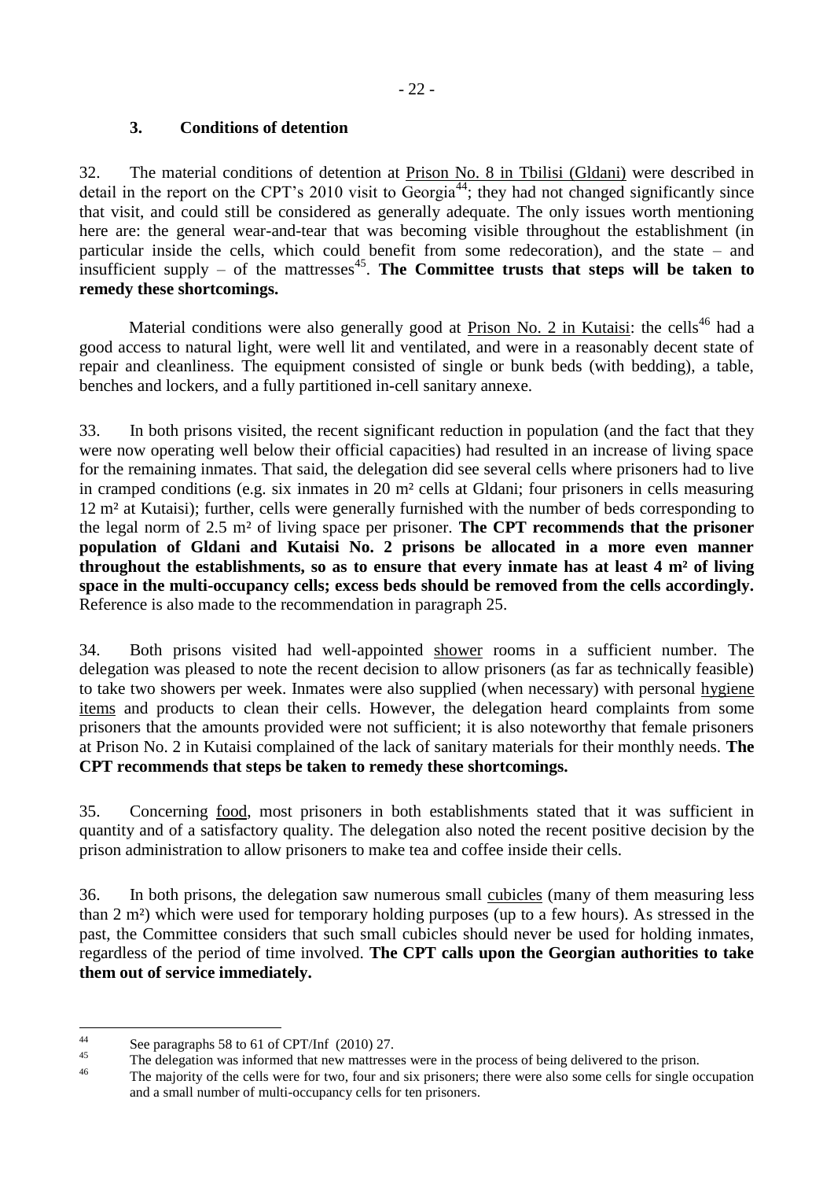### 3. Conditions of detention

32. The material conditions of detention at Prison No. 8 in Tbilisi (Gldani) were described in detail in the report on the CPT's 2010 visit to Georgia[44]; they had not changed significantly since that visit, and could still be considered as generally adequate. The only issues worth mentioning here are: the general wear-and-tear that was becoming visible throughout the establishment (in particular inside the cells, which could benefit from some redecoration), and the state – and insufficient supply – of the mattresses[45]. **The Committee trusts that steps will be taken to remedy these shortcomings.**

Material conditions were also generally good at Prison No. 2 in Kutaisi: the cells[46] had a good access to natural light, were well lit and ventilated, and were in a reasonably decent state of repair and cleanliness. The equipment consisted of single or bunk beds (with bedding), a table, benches and lockers, and a fully partitioned in-cell sanitary annexe.

33. In both prisons visited, the recent significant reduction in population (and the fact that they were now operating well below their official capacities) had resulted in an increase of living space for the remaining inmates. That said, the delegation did see several cells where prisoners had to live in cramped conditions (e.g. six inmates in 20 m² cells at Gldani; four prisoners in cells measuring 12 m² at Kutaisi); further, cells were generally furnished with the number of beds corresponding to the legal norm of 2.5 m² of living space per prisoner. **The CPT recommends that the prisoner population of Gldani and Kutaisi No. 2 prisons be allocated in a more even manner throughout the establishments, so as to ensure that every inmate has at least 4 m² of living space in the multi-occupancy cells; excess beds should be removed from the cells accordingly.** Reference is also made to the recommendation in paragraph 25.

34. Both prisons visited had well-appointed shower rooms in a sufficient number. The delegation was pleased to note the recent decision to allow prisoners (as far as technically feasible) to take two showers per week. Inmates were also supplied (when necessary) with personal hygiene items and products to clean their cells. However, the delegation heard complaints from some prisoners that the amounts provided were not sufficient; it is also noteworthy that female prisoners at Prison No. 2 in Kutaisi complained of the lack of sanitary materials for their monthly needs. **The CPT recommends that steps be taken to remedy these shortcomings.**

35. Concerning food, most prisoners in both establishments stated that it was sufficient in quantity and of a satisfactory quality. The delegation also noted the recent positive decision by the prison administration to allow prisoners to make tea and coffee inside their cells.

36. In both prisons, the delegation saw numerous small cubicles (many of them measuring less than 2 m²) which were used for temporary holding purposes (up to a few hours). As stressed in the past, the Committee considers that such small cubicles should never be used for holding inmates, regardless of the period of time involved. **The CPT calls upon the Georgian authorities to take them out of service immediately.**

---

[44] See paragraphs 58 to 61 of CPT/Inf (2010) 27.

[45] The delegation was informed that new mattresses were in the process of being delivered to the prison.

[46] The majority of the cells were for two, four and six prisoners; there were also some cells for single occupation and a small number of multi-occupancy cells for ten prisoners.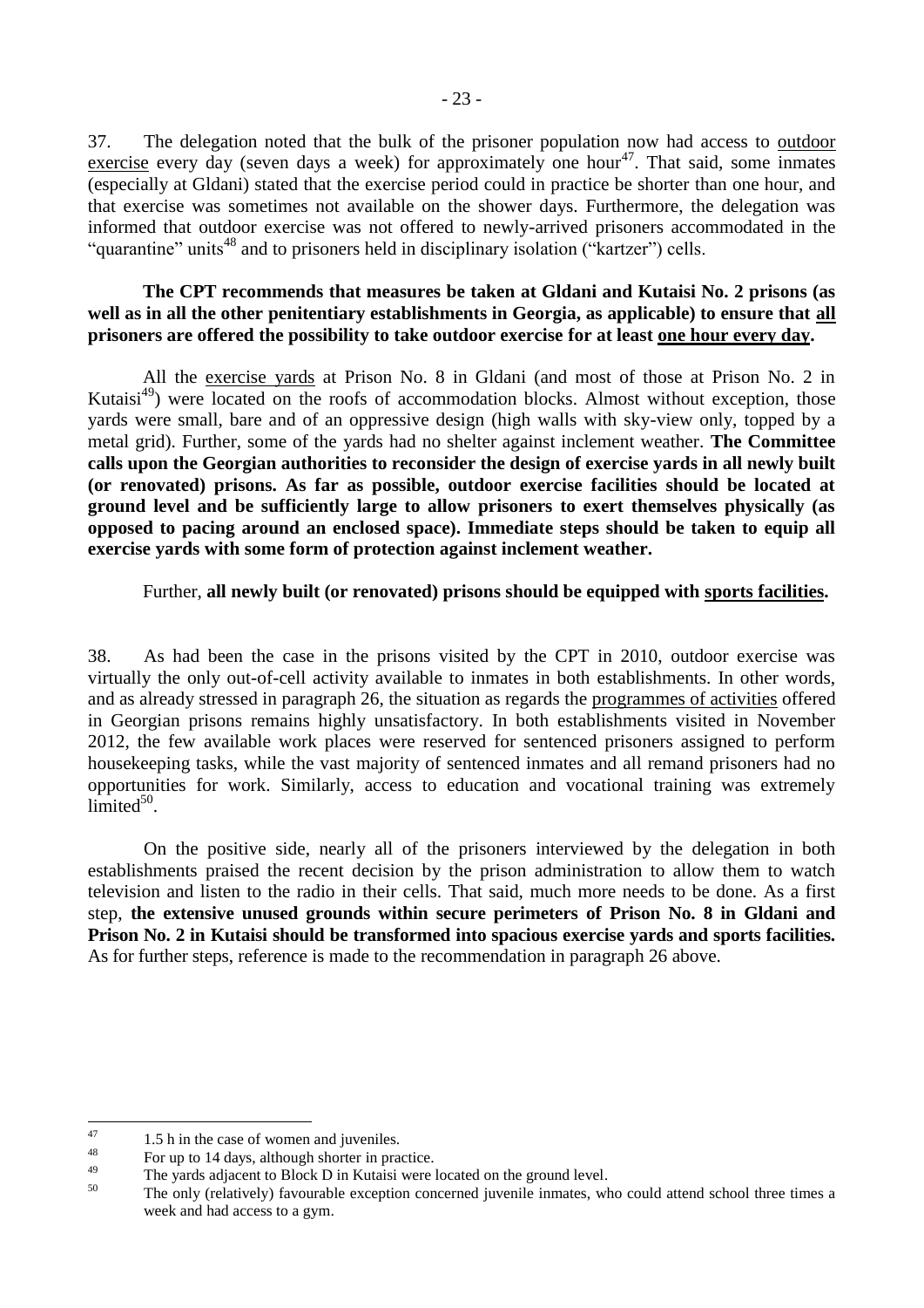37. The delegation noted that the bulk of the prisoner population now had access to outdoor exercise every day (seven days a week) for approximately one hour[47]. That said, some inmates (especially at Gldani) stated that the exercise period could in practice be shorter than one hour, and that exercise was sometimes not available on the shower days. Furthermore, the delegation was informed that outdoor exercise was not offered to newly-arrived prisoners accommodated in the "quarantine" units[48] and to prisoners held in disciplinary isolation ("kartzer") cells.

**The CPT recommends that measures be taken at Gldani and Kutaisi No. 2 prisons (as well as in all the other penitentiary establishments in Georgia, as applicable) to ensure that all prisoners are offered the possibility to take outdoor exercise for at least one hour every day.**

All the exercise yards at Prison No. 8 in Gldani (and most of those at Prison No. 2 in Kutaisi[49]) were located on the roofs of accommodation blocks. Almost without exception, those yards were small, bare and of an oppressive design (high walls with sky-view only, topped by a metal grid). Further, some of the yards had no shelter against inclement weather. **The Committee calls upon the Georgian authorities to reconsider the design of exercise yards in all newly built (or renovated) prisons. As far as possible, outdoor exercise facilities should be located at ground level and be sufficiently large to allow prisoners to exert themselves physically (as opposed to pacing around an enclosed space). Immediate steps should be taken to equip all exercise yards with some form of protection against inclement weather.**

Further, **all newly built (or renovated) prisons should be equipped with sports facilities.**

38. As had been the case in the prisons visited by the CPT in 2010, outdoor exercise was virtually the only out-of-cell activity available to inmates in both establishments. In other words, and as already stressed in paragraph 26, the situation as regards the programmes of activities offered in Georgian prisons remains highly unsatisfactory. In both establishments visited in November 2012, the few available work places were reserved for sentenced prisoners assigned to perform housekeeping tasks, while the vast majority of sentenced inmates and all remand prisoners had no opportunities for work. Similarly, access to education and vocational training was extremely limited[50].

On the positive side, nearly all of the prisoners interviewed by the delegation in both establishments praised the recent decision by the prison administration to allow them to watch television and listen to the radio in their cells. That said, much more needs to be done. As a first step, **the extensive unused grounds within secure perimeters of Prison No. 8 in Gldani and Prison No. 2 in Kutaisi should be transformed into spacious exercise yards and sports facilities.** As for further steps, reference is made to the recommendation in paragraph 26 above.

---

[47] 1.5 h in the case of women and juveniles.

[48] For up to 14 days, although shorter in practice.

[49] The yards adjacent to Block D in Kutaisi were located on the ground level.

[50] The only (relatively) favourable exception concerned juvenile inmates, who could attend school three times a week and had access to a gym.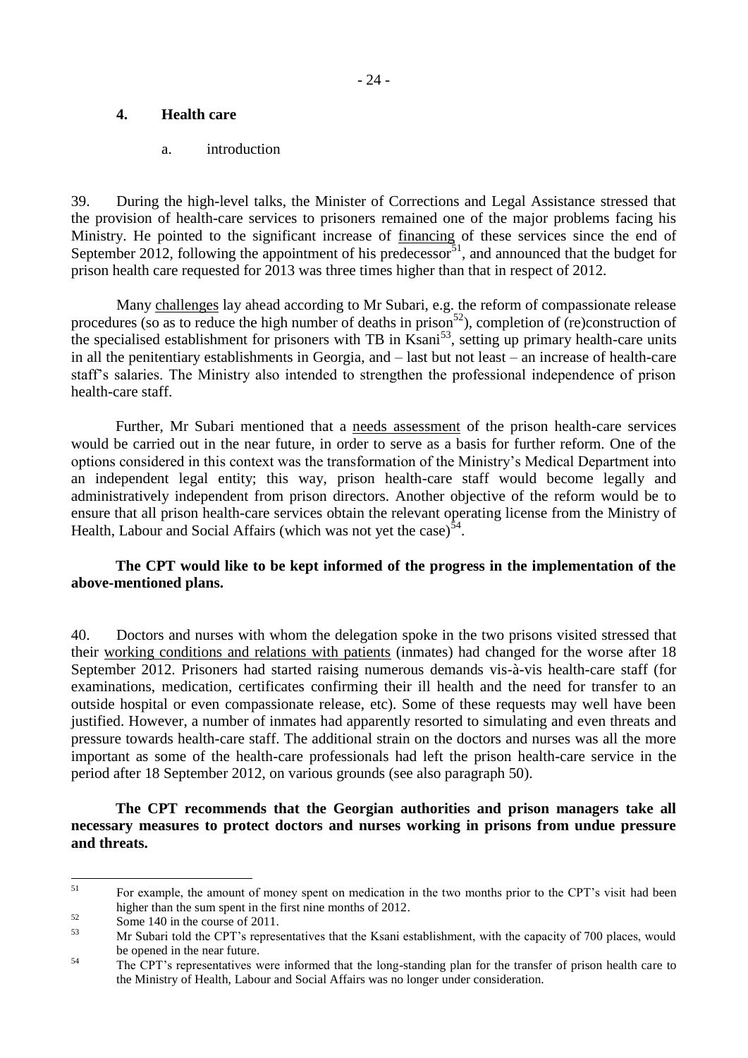### 4. Health care

#### a. introduction

39. During the high-level talks, the Minister of Corrections and Legal Assistance stressed that the provision of health-care services to prisoners remained one of the major problems facing his Ministry. He pointed to the significant increase of financing of these services since the end of September 2012, following the appointment of his predecessor[51], and announced that the budget for prison health care requested for 2013 was three times higher than that in respect of 2012.

Many challenges lay ahead according to Mr Subari, e.g. the reform of compassionate release procedures (so as to reduce the high number of deaths in prison[52]), completion of (re)construction of the specialised establishment for prisoners with TB in Ksani[53], setting up primary health-care units in all the penitentiary establishments in Georgia, and – last but not least – an increase of health-care staff's salaries. The Ministry also intended to strengthen the professional independence of prison health-care staff.

Further, Mr Subari mentioned that a needs assessment of the prison health-care services would be carried out in the near future, in order to serve as a basis for further reform. One of the options considered in this context was the transformation of the Ministry's Medical Department into an independent legal entity; this way, prison health-care staff would become legally and administratively independent from prison directors. Another objective of the reform would be to ensure that all prison health-care services obtain the relevant operating license from the Ministry of Health, Labour and Social Affairs (which was not yet the case)[54].

**The CPT would like to be kept informed of the progress in the implementation of the above-mentioned plans.**

40. Doctors and nurses with whom the delegation spoke in the two prisons visited stressed that their working conditions and relations with patients (inmates) had changed for the worse after 18 September 2012. Prisoners had started raising numerous demands vis-à-vis health-care staff (for examinations, medication, certificates confirming their ill health and the need for transfer to an outside hospital or even compassionate release, etc). Some of these requests may well have been justified. However, a number of inmates had apparently resorted to simulating and even threats and pressure towards health-care staff. The additional strain on the doctors and nurses was all the more important as some of the health-care professionals had left the prison health-care service in the period after 18 September 2012, on various grounds (see also paragraph 50).

**The CPT recommends that the Georgian authorities and prison managers take all necessary measures to protect doctors and nurses working in prisons from undue pressure and threats.**

---

[51] For example, the amount of money spent on medication in the two months prior to the CPT's visit had been higher than the sum spent in the first nine months of 2012.

[52] Some 140 in the course of 2011.

[53] Mr Subari told the CPT's representatives that the Ksani establishment, with the capacity of 700 places, would be opened in the near future.

[54] The CPT's representatives were informed that the long-standing plan for the transfer of prison health care to the Ministry of Health, Labour and Social Affairs was no longer under consideration.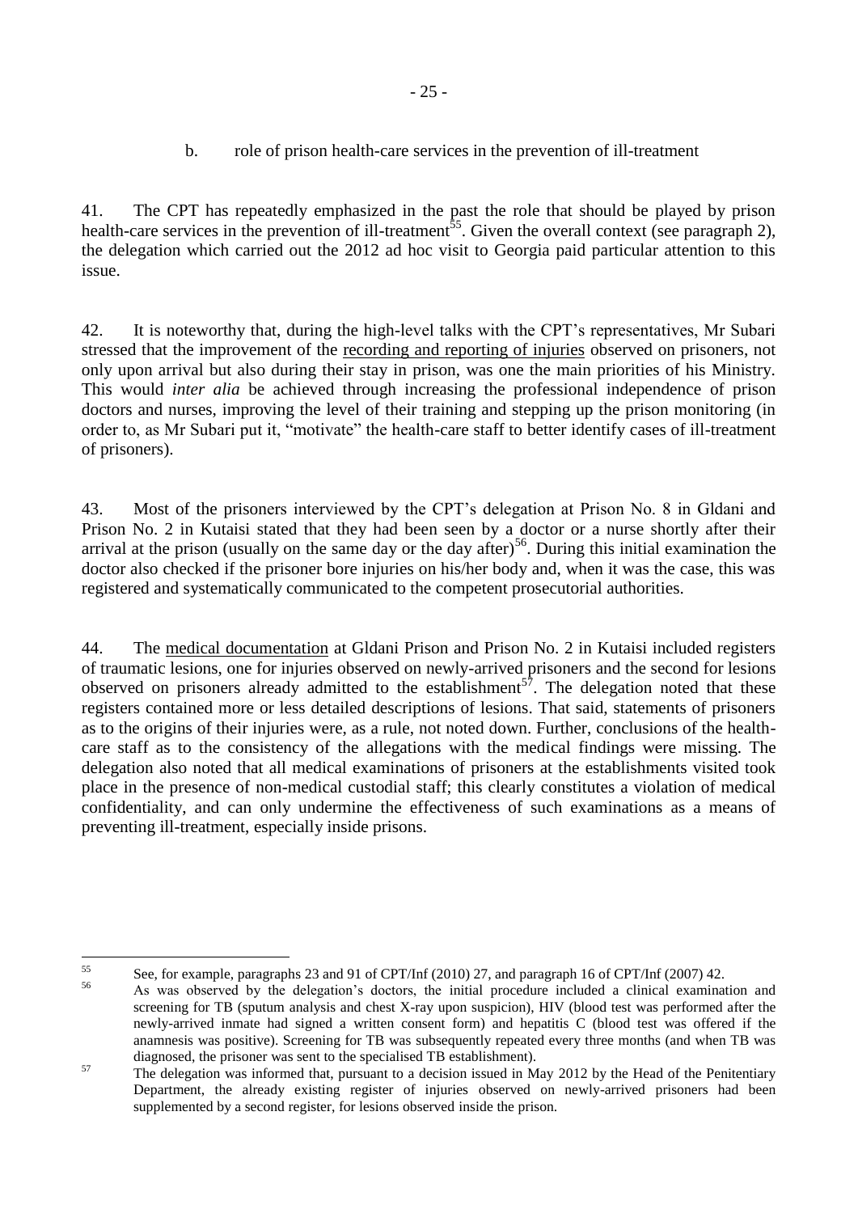### b. role of prison health-care services in the prevention of ill-treatment

41. The CPT has repeatedly emphasized in the past the role that should be played by prison health-care services in the prevention of ill-treatment[55]. Given the overall context (see paragraph 2), the delegation which carried out the 2012 ad hoc visit to Georgia paid particular attention to this issue.

42. It is noteworthy that, during the high-level talks with the CPT's representatives, Mr Subari stressed that the improvement of the recording and reporting of injuries observed on prisoners, not only upon arrival but also during their stay in prison, was one the main priorities of his Ministry. This would *inter alia* be achieved through increasing the professional independence of prison doctors and nurses, improving the level of their training and stepping up the prison monitoring (in order to, as Mr Subari put it, "motivate" the health-care staff to better identify cases of ill-treatment of prisoners).

43. Most of the prisoners interviewed by the CPT's delegation at Prison No. 8 in Gldani and Prison No. 2 in Kutaisi stated that they had been seen by a doctor or a nurse shortly after their arrival at the prison (usually on the same day or the day after)[56]. During this initial examination the doctor also checked if the prisoner bore injuries on his/her body and, when it was the case, this was registered and systematically communicated to the competent prosecutorial authorities.

44. The medical documentation at Gldani Prison and Prison No. 2 in Kutaisi included registers of traumatic lesions, one for injuries observed on newly-arrived prisoners and the second for lesions observed on prisoners already admitted to the establishment[57]. The delegation noted that these registers contained more or less detailed descriptions of lesions. That said, statements of prisoners as to the origins of their injuries were, as a rule, not noted down. Further, conclusions of the health-care staff as to the consistency of the allegations with the medical findings were missing. The delegation also noted that all medical examinations of prisoners at the establishments visited took place in the presence of non-medical custodial staff; this clearly constitutes a violation of medical confidentiality, and can only undermine the effectiveness of such examinations as a means of preventing ill-treatment, especially inside prisons.

---

[55] See, for example, paragraphs 23 and 91 of CPT/Inf (2010) 27, and paragraph 16 of CPT/Inf (2007) 42.

[56] As was observed by the delegation's doctors, the initial procedure included a clinical examination and screening for TB (sputum analysis and chest X-ray upon suspicion), HIV (blood test was performed after the newly-arrived inmate had signed a written consent form) and hepatitis C (blood test was offered if the anamnesis was positive). Screening for TB was subsequently repeated every three months (and when TB was diagnosed, the prisoner was sent to the specialised TB establishment).

[57] The delegation was informed that, pursuant to a decision issued in May 2012 by the Head of the Penitentiary Department, the already existing register of injuries observed on newly-arrived prisoners had been supplemented by a second register, for lesions observed inside the prison.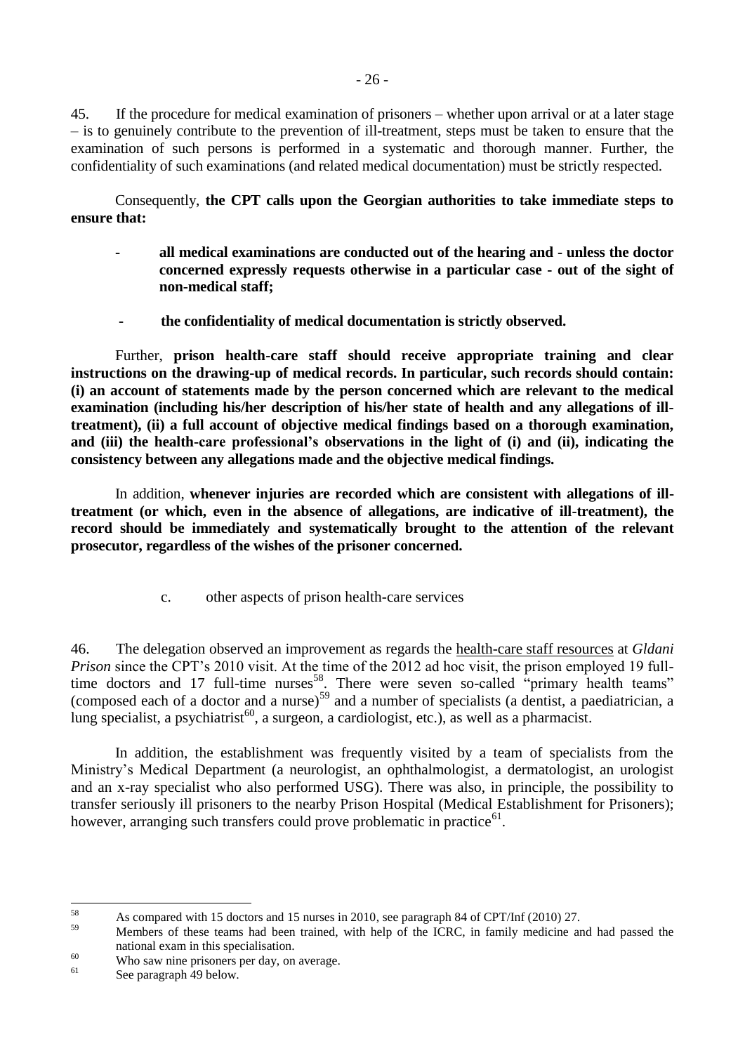45. If the procedure for medical examination of prisoners – whether upon arrival or at a later stage – is to genuinely contribute to the prevention of ill-treatment, steps must be taken to ensure that the examination of such persons is performed in a systematic and thorough manner. Further, the confidentiality of such examinations (and related medical documentation) must be strictly respected.

Consequently, **the CPT calls upon the Georgian authorities to take immediate steps to ensure that:**

- **all medical examinations are conducted out of the hearing and - unless the doctor concerned expressly requests otherwise in a particular case - out of the sight of non-medical staff;**
- **the confidentiality of medical documentation is strictly observed.**

Further, **prison health-care staff should receive appropriate training and clear instructions on the drawing-up of medical records. In particular, such records should contain: (i) an account of statements made by the person concerned which are relevant to the medical examination (including his/her description of his/her state of health and any allegations of ill-treatment), (ii) a full account of objective medical findings based on a thorough examination, and (iii) the health-care professional's observations in the light of (i) and (ii), indicating the consistency between any allegations made and the objective medical findings.**

In addition, **whenever injuries are recorded which are consistent with allegations of ill-treatment (or which, even in the absence of allegations, are indicative of ill-treatment), the record should be immediately and systematically brought to the attention of the relevant prosecutor, regardless of the wishes of the prisoner concerned.**

c. other aspects of prison health-care services

46. The delegation observed an improvement as regards the health-care staff resources at *Gldani Prison* since the CPT's 2010 visit. At the time of the 2012 ad hoc visit, the prison employed 19 full-time doctors and 17 full-time nurses[58]. There were seven so-called "primary health teams" (composed each of a doctor and a nurse)[59] and a number of specialists (a dentist, a paediatrician, a lung specialist, a psychiatrist[60], a surgeon, a cardiologist, etc.), as well as a pharmacist.

In addition, the establishment was frequently visited by a team of specialists from the Ministry's Medical Department (a neurologist, an ophthalmologist, a dermatologist, an urologist and an x-ray specialist who also performed USG). There was also, in principle, the possibility to transfer seriously ill prisoners to the nearby Prison Hospital (Medical Establishment for Prisoners); however, arranging such transfers could prove problematic in practice[61].

---

[58] As compared with 15 doctors and 15 nurses in 2010, see paragraph 84 of CPT/Inf (2010) 27.

[59] Members of these teams had been trained, with help of the ICRC, in family medicine and had passed the national exam in this specialisation.

[60] Who saw nine prisoners per day, on average.

[61] See paragraph 49 below.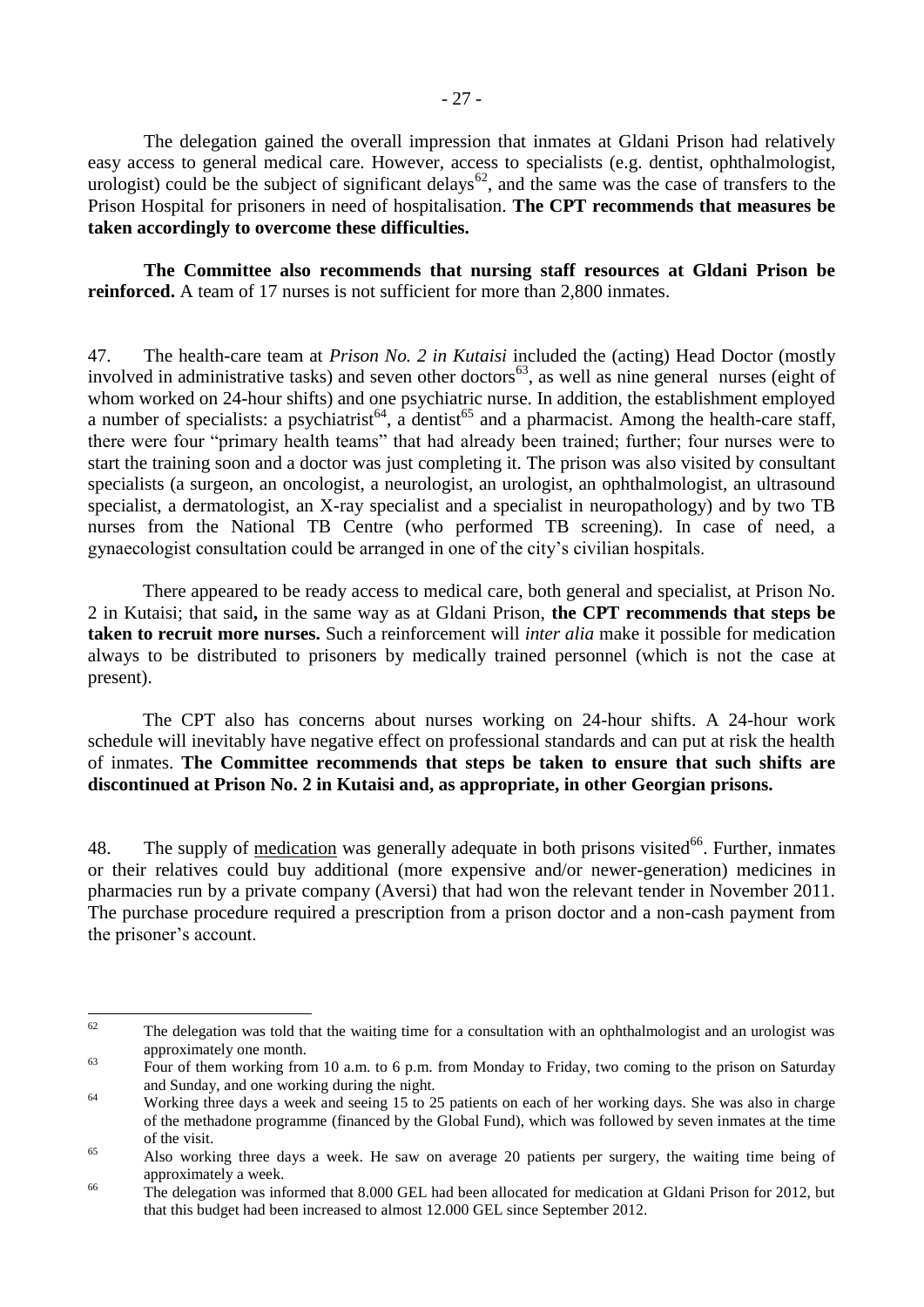The delegation gained the overall impression that inmates at Gldani Prison had relatively easy access to general medical care. However, access to specialists (e.g. dentist, ophthalmologist, urologist) could be the subject of significant delays[62], and the same was the case of transfers to the Prison Hospital for prisoners in need of hospitalisation. **The CPT recommends that measures be taken accordingly to overcome these difficulties.**

**The Committee also recommends that nursing staff resources at Gldani Prison be reinforced.** A team of 17 nurses is not sufficient for more than 2,800 inmates.

47. The health-care team at *Prison No. 2 in Kutaisi* included the (acting) Head Doctor (mostly involved in administrative tasks) and seven other doctors[63], as well as nine general nurses (eight of whom worked on 24-hour shifts) and one psychiatric nurse. In addition, the establishment employed a number of specialists: a psychiatrist[64], a dentist[65] and a pharmacist. Among the health-care staff, there were four "primary health teams" that had already been trained; further; four nurses were to start the training soon and a doctor was just completing it. The prison was also visited by consultant specialists (a surgeon, an oncologist, a neurologist, an urologist, an ophthalmologist, an ultrasound specialist, a dermatologist, an X-ray specialist and a specialist in neuropathology) and by two TB nurses from the National TB Centre (who performed TB screening). In case of need, a gynaecologist consultation could be arranged in one of the city's civilian hospitals.

There appeared to be ready access to medical care, both general and specialist, at Prison No. 2 in Kutaisi; that said**,** in the same way as at Gldani Prison, **the CPT recommends that steps be taken to recruit more nurses.** Such a reinforcement will *inter alia* make it possible for medication always to be distributed to prisoners by medically trained personnel (which is not the case at present).

The CPT also has concerns about nurses working on 24-hour shifts. A 24-hour work schedule will inevitably have negative effect on professional standards and can put at risk the health of inmates. **The Committee recommends that steps be taken to ensure that such shifts are discontinued at Prison No. 2 in Kutaisi and, as appropriate, in other Georgian prisons.**

48. The supply of medication was generally adequate in both prisons visited[66]. Further, inmates or their relatives could buy additional (more expensive and/or newer-generation) medicines in pharmacies run by a private company (Aversi) that had won the relevant tender in November 2011. The purchase procedure required a prescription from a prison doctor and a non-cash payment from the prisoner's account.

---

[62] The delegation was told that the waiting time for a consultation with an ophthalmologist and an urologist was approximately one month.

[63] Four of them working from 10 a.m. to 6 p.m. from Monday to Friday, two coming to the prison on Saturday and Sunday, and one working during the night.

[64] Working three days a week and seeing 15 to 25 patients on each of her working days. She was also in charge of the methadone programme (financed by the Global Fund), which was followed by seven inmates at the time of the visit.

[65] Also working three days a week. He saw on average 20 patients per surgery, the waiting time being of approximately a week.

[66] The delegation was informed that 8.000 GEL had been allocated for medication at Gldani Prison for 2012, but that this budget had been increased to almost 12.000 GEL since September 2012.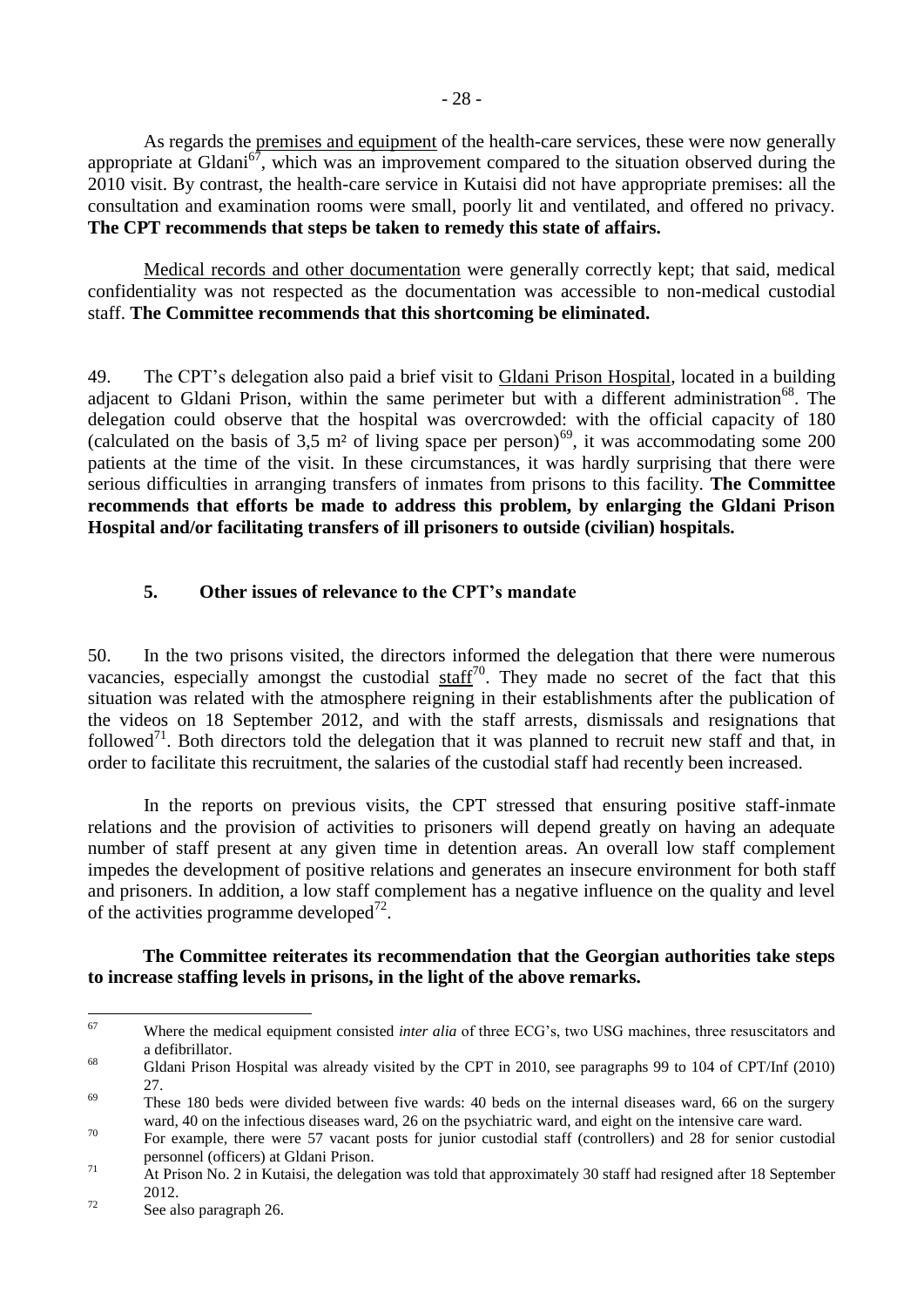As regards the premises and equipment of the health-care services, these were now generally appropriate at Gldani[67], which was an improvement compared to the situation observed during the 2010 visit. By contrast, the health-care service in Kutaisi did not have appropriate premises: all the consultation and examination rooms were small, poorly lit and ventilated, and offered no privacy. **The CPT recommends that steps be taken to remedy this state of affairs.**

Medical records and other documentation were generally correctly kept; that said, medical confidentiality was not respected as the documentation was accessible to non-medical custodial staff. **The Committee recommends that this shortcoming be eliminated.**

49. The CPT's delegation also paid a brief visit to Gldani Prison Hospital, located in a building adjacent to Gldani Prison, within the same perimeter but with a different administration[68]. The delegation could observe that the hospital was overcrowded: with the official capacity of 180 (calculated on the basis of 3,5 m² of living space per person)[69], it was accommodating some 200 patients at the time of the visit. In these circumstances, it was hardly surprising that there were serious difficulties in arranging transfers of inmates from prisons to this facility. **The Committee recommends that efforts be made to address this problem, by enlarging the Gldani Prison Hospital and/or facilitating transfers of ill prisoners to outside (civilian) hospitals.**

### 5. Other issues of relevance to the CPT's mandate

50. In the two prisons visited, the directors informed the delegation that there were numerous vacancies, especially amongst the custodial staff[70]. They made no secret of the fact that this situation was related with the atmosphere reigning in their establishments after the publication of the videos on 18 September 2012, and with the staff arrests, dismissals and resignations that followed[71]. Both directors told the delegation that it was planned to recruit new staff and that, in order to facilitate this recruitment, the salaries of the custodial staff had recently been increased.

In the reports on previous visits, the CPT stressed that ensuring positive staff-inmate relations and the provision of activities to prisoners will depend greatly on having an adequate number of staff present at any given time in detention areas. An overall low staff complement impedes the development of positive relations and generates an insecure environment for both staff and prisoners. In addition, a low staff complement has a negative influence on the quality and level of the activities programme developed[72].

**The Committee reiterates its recommendation that the Georgian authorities take steps to increase staffing levels in prisons, in the light of the above remarks.**

---

[67] Where the medical equipment consisted *inter alia* of three ECG's, two USG machines, three resuscitators and a defibrillator.

[68] Gldani Prison Hospital was already visited by the CPT in 2010, see paragraphs 99 to 104 of CPT/Inf (2010) 27.

[69] These 180 beds were divided between five wards: 40 beds on the internal diseases ward, 66 on the surgery ward, 40 on the infectious diseases ward, 26 on the psychiatric ward, and eight on the intensive care ward.

[70] For example, there were 57 vacant posts for junior custodial staff (controllers) and 28 for senior custodial personnel (officers) at Gldani Prison.

[71] At Prison No. 2 in Kutaisi, the delegation was told that approximately 30 staff had resigned after 18 September 2012.

[72] See also paragraph 26.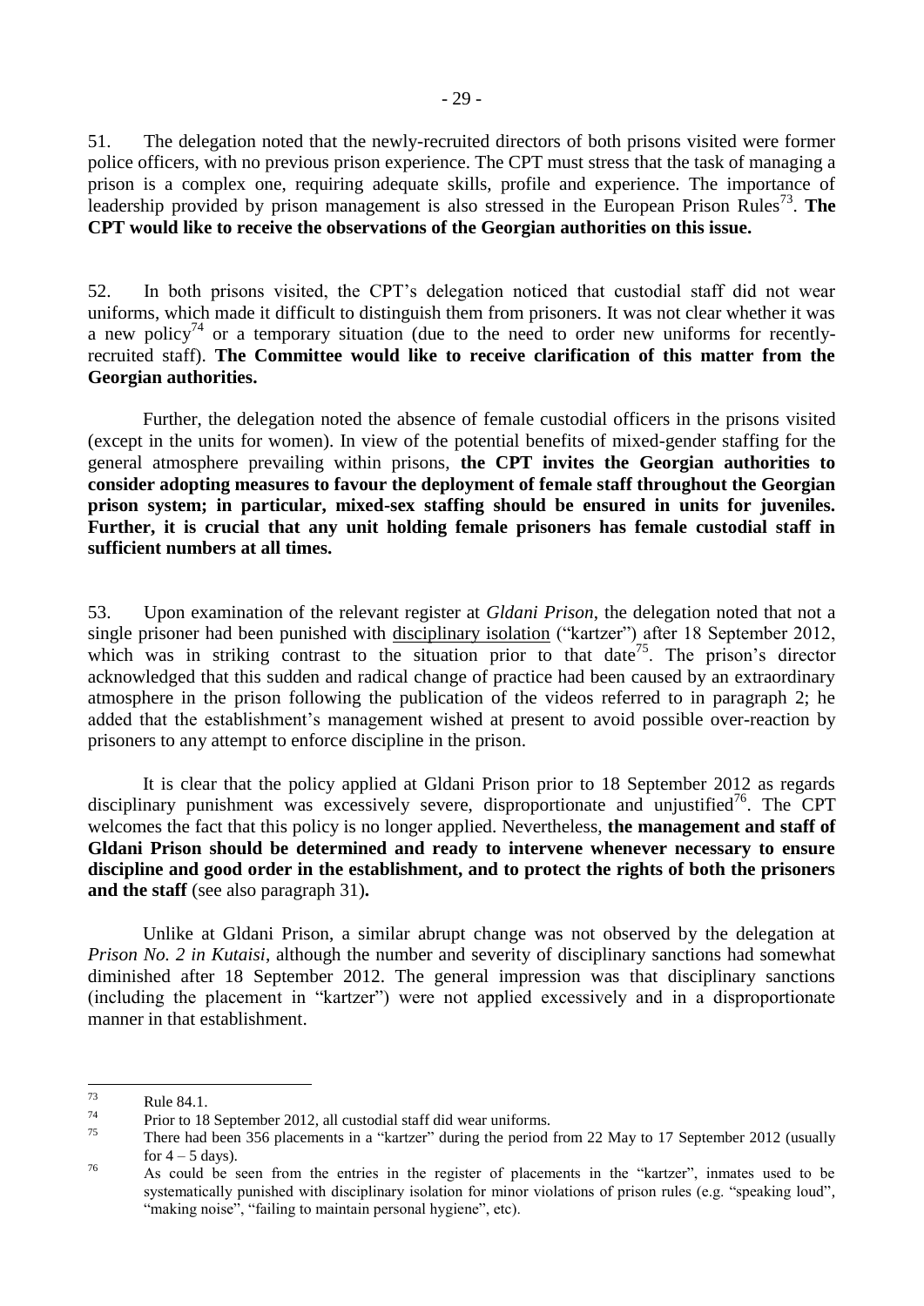51. The delegation noted that the newly-recruited directors of both prisons visited were former police officers, with no previous prison experience. The CPT must stress that the task of managing a prison is a complex one, requiring adequate skills, profile and experience. The importance of leadership provided by prison management is also stressed in the European Prison Rules[73]. **The CPT would like to receive the observations of the Georgian authorities on this issue.**

52. In both prisons visited, the CPT's delegation noticed that custodial staff did not wear uniforms, which made it difficult to distinguish them from prisoners. It was not clear whether it was a new policy[74] or a temporary situation (due to the need to order new uniforms for recently-recruited staff). **The Committee would like to receive clarification of this matter from the Georgian authorities.**

Further, the delegation noted the absence of female custodial officers in the prisons visited (except in the units for women). In view of the potential benefits of mixed-gender staffing for the general atmosphere prevailing within prisons, **the CPT invites the Georgian authorities to consider adopting measures to favour the deployment of female staff throughout the Georgian prison system; in particular, mixed-sex staffing should be ensured in units for juveniles. Further, it is crucial that any unit holding female prisoners has female custodial staff in sufficient numbers at all times.**

53. Upon examination of the relevant register at *Gldani Prison*, the delegation noted that not a single prisoner had been punished with disciplinary isolation ("kartzer") after 18 September 2012, which was in striking contrast to the situation prior to that date[75]. The prison's director acknowledged that this sudden and radical change of practice had been caused by an extraordinary atmosphere in the prison following the publication of the videos referred to in paragraph 2; he added that the establishment's management wished at present to avoid possible over-reaction by prisoners to any attempt to enforce discipline in the prison.

It is clear that the policy applied at Gldani Prison prior to 18 September 2012 as regards disciplinary punishment was excessively severe, disproportionate and unjustified[76]. The CPT welcomes the fact that this policy is no longer applied. Nevertheless, **the management and staff of Gldani Prison should be determined and ready to intervene whenever necessary to ensure discipline and good order in the establishment, and to protect the rights of both the prisoners and the staff** (see also paragraph 31)**.**

Unlike at Gldani Prison, a similar abrupt change was not observed by the delegation at *Prison No. 2 in Kutaisi*, although the number and severity of disciplinary sanctions had somewhat diminished after 18 September 2012. The general impression was that disciplinary sanctions (including the placement in "kartzer") were not applied excessively and in a disproportionate manner in that establishment.

---

[73] Rule 84.1.

[74] Prior to 18 September 2012, all custodial staff did wear uniforms.

[75] There had been 356 placements in a "kartzer" during the period from 22 May to 17 September 2012 (usually for 4 – 5 days).

[76] As could be seen from the entries in the register of placements in the "kartzer", inmates used to be systematically punished with disciplinary isolation for minor violations of prison rules (e.g. "speaking loud", "making noise", "failing to maintain personal hygiene", etc).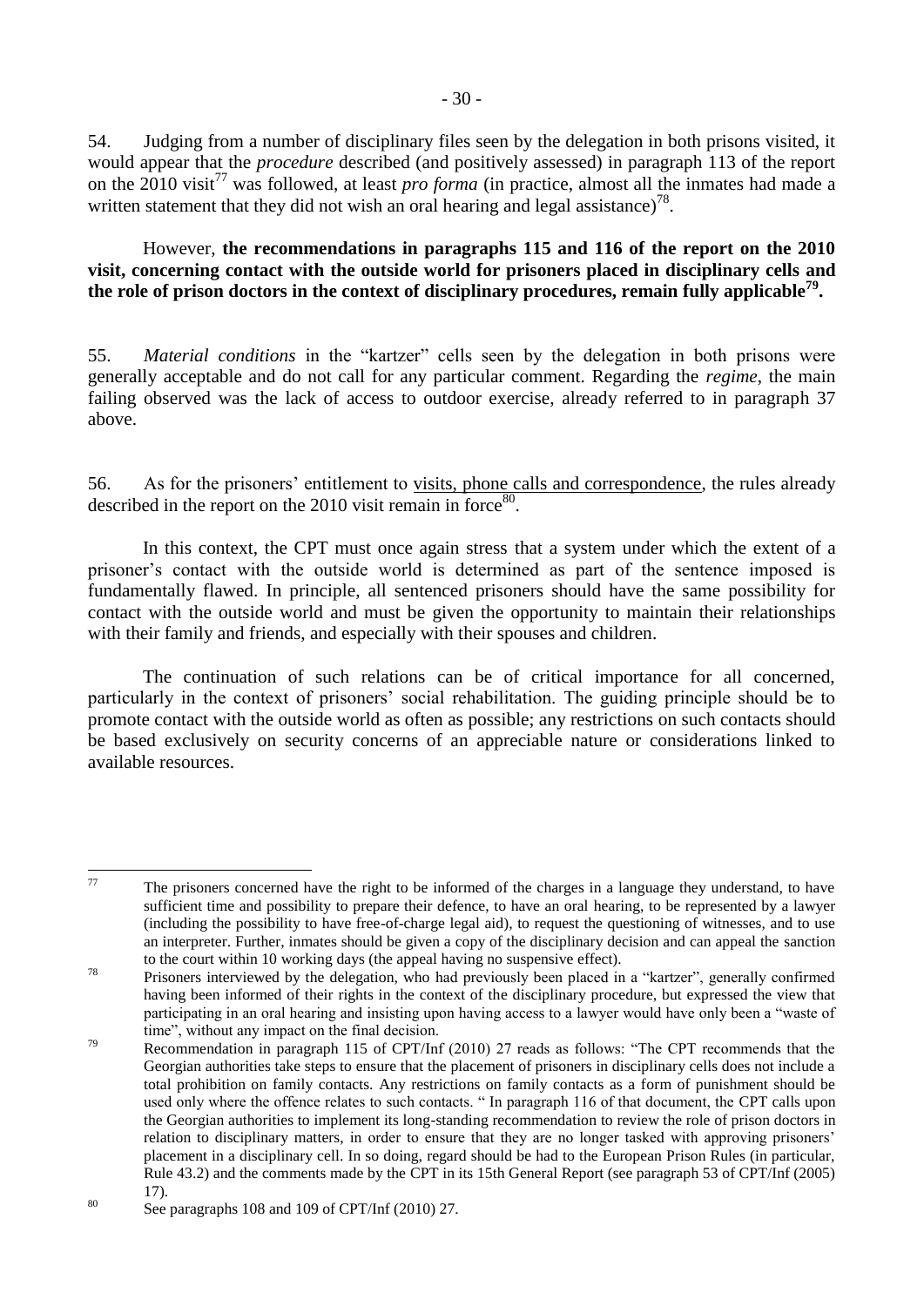54. Judging from a number of disciplinary files seen by the delegation in both prisons visited, it would appear that the *procedure* described (and positively assessed) in paragraph 113 of the report on the 2010 visit[77] was followed, at least *pro forma* (in practice, almost all the inmates had made a written statement that they did not wish an oral hearing and legal assistance)[78].

However, **the recommendations in paragraphs 115 and 116 of the report on the 2010 visit, concerning contact with the outside world for prisoners placed in disciplinary cells and the role of prison doctors in the context of disciplinary procedures, remain fully applicable[79].**

55. *Material conditions* in the "kartzer" cells seen by the delegation in both prisons were generally acceptable and do not call for any particular comment. Regarding the *regime*, the main failing observed was the lack of access to outdoor exercise, already referred to in paragraph 37 above.

56. As for the prisoners' entitlement to visits, phone calls and correspondence, the rules already described in the report on the 2010 visit remain in force[80].

In this context, the CPT must once again stress that a system under which the extent of a prisoner's contact with the outside world is determined as part of the sentence imposed is fundamentally flawed. In principle, all sentenced prisoners should have the same possibility for contact with the outside world and must be given the opportunity to maintain their relationships with their family and friends, and especially with their spouses and children.

The continuation of such relations can be of critical importance for all concerned, particularly in the context of prisoners' social rehabilitation. The guiding principle should be to promote contact with the outside world as often as possible; any restrictions on such contacts should be based exclusively on security concerns of an appreciable nature or considerations linked to available resources.

---

[77] The prisoners concerned have the right to be informed of the charges in a language they understand, to have sufficient time and possibility to prepare their defence, to have an oral hearing, to be represented by a lawyer (including the possibility to have free-of-charge legal aid), to request the questioning of witnesses, and to use an interpreter. Further, inmates should be given a copy of the disciplinary decision and can appeal the sanction to the court within 10 working days (the appeal having no suspensive effect).

[78] Prisoners interviewed by the delegation, who had previously been placed in a "kartzer", generally confirmed having been informed of their rights in the context of the disciplinary procedure, but expressed the view that participating in an oral hearing and insisting upon having access to a lawyer would have only been a "waste of time", without any impact on the final decision.

[79] Recommendation in paragraph 115 of CPT/Inf (2010) 27 reads as follows: "The CPT recommends that the Georgian authorities take steps to ensure that the placement of prisoners in disciplinary cells does not include a total prohibition on family contacts. Any restrictions on family contacts as a form of punishment should be used only where the offence relates to such contacts. " In paragraph 116 of that document, the CPT calls upon the Georgian authorities to implement its long-standing recommendation to review the role of prison doctors in relation to disciplinary matters, in order to ensure that they are no longer tasked with approving prisoners' placement in a disciplinary cell. In so doing, regard should be had to the European Prison Rules (in particular, Rule 43.2) and the comments made by the CPT in its 15th General Report (see paragraph 53 of CPT/Inf (2005) 17).

[80] See paragraphs 108 and 109 of CPT/Inf (2010) 27.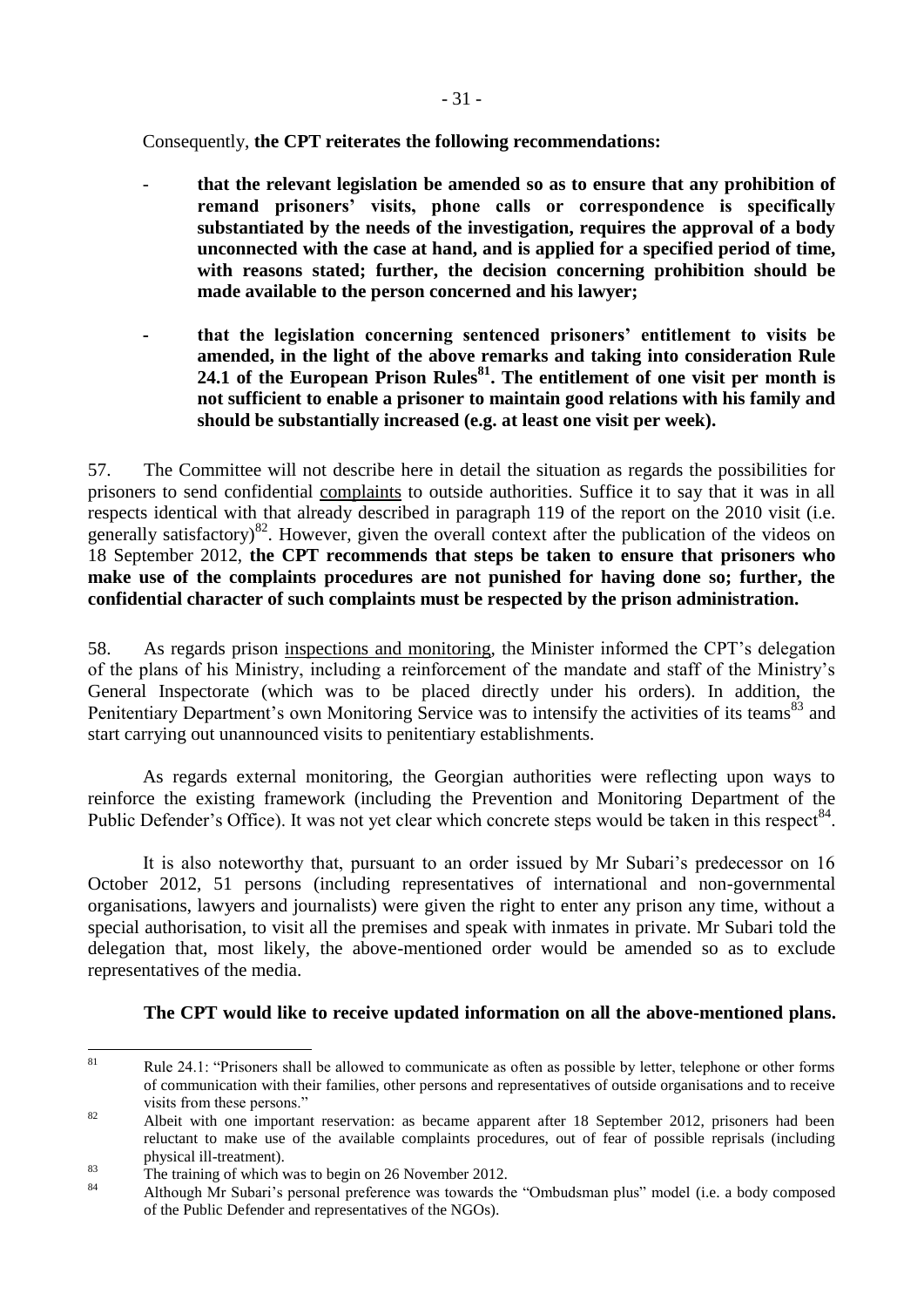Consequently, **the CPT reiterates the following recommendations:**

- **that the relevant legislation be amended so as to ensure that any prohibition of remand prisoners' visits, phone calls or correspondence is specifically substantiated by the needs of the investigation, requires the approval of a body unconnected with the case at hand, and is applied for a specified period of time, with reasons stated; further, the decision concerning prohibition should be made available to the person concerned and his lawyer;**

- **that the legislation concerning sentenced prisoners' entitlement to visits be amended, in the light of the above remarks and taking into consideration Rule 24.1 of the European Prison Rules[81]. The entitlement of one visit per month is not sufficient to enable a prisoner to maintain good relations with his family and should be substantially increased (e.g. at least one visit per week).**

57. The Committee will not describe here in detail the situation as regards the possibilities for prisoners to send confidential complaints to outside authorities. Suffice it to say that it was in all respects identical with that already described in paragraph 119 of the report on the 2010 visit (i.e. generally satisfactory)[82]. However, given the overall context after the publication of the videos on 18 September 2012, **the CPT recommends that steps be taken to ensure that prisoners who make use of the complaints procedures are not punished for having done so; further, the confidential character of such complaints must be respected by the prison administration.**

58. As regards prison inspections and monitoring, the Minister informed the CPT's delegation of the plans of his Ministry, including a reinforcement of the mandate and staff of the Ministry's General Inspectorate (which was to be placed directly under his orders). In addition, the Penitentiary Department's own Monitoring Service was to intensify the activities of its teams[83] and start carrying out unannounced visits to penitentiary establishments.

As regards external monitoring, the Georgian authorities were reflecting upon ways to reinforce the existing framework (including the Prevention and Monitoring Department of the Public Defender's Office). It was not yet clear which concrete steps would be taken in this respect[84].

It is also noteworthy that, pursuant to an order issued by Mr Subari's predecessor on 16 October 2012, 51 persons (including representatives of international and non-governmental organisations, lawyers and journalists) were given the right to enter any prison any time, without a special authorisation, to visit all the premises and speak with inmates in private. Mr Subari told the delegation that, most likely, the above-mentioned order would be amended so as to exclude representatives of the media.

**The CPT would like to receive updated information on all the above-mentioned plans.**

---

[81] Rule 24.1: "Prisoners shall be allowed to communicate as often as possible by letter, telephone or other forms of communication with their families, other persons and representatives of outside organisations and to receive visits from these persons."

[82] Albeit with one important reservation: as became apparent after 18 September 2012, prisoners had been reluctant to make use of the available complaints procedures, out of fear of possible reprisals (including physical ill-treatment).

[83] The training of which was to begin on 26 November 2012.

[84] Although Mr Subari's personal preference was towards the "Ombudsman plus" model (i.e. a body composed of the Public Defender and representatives of the NGOs).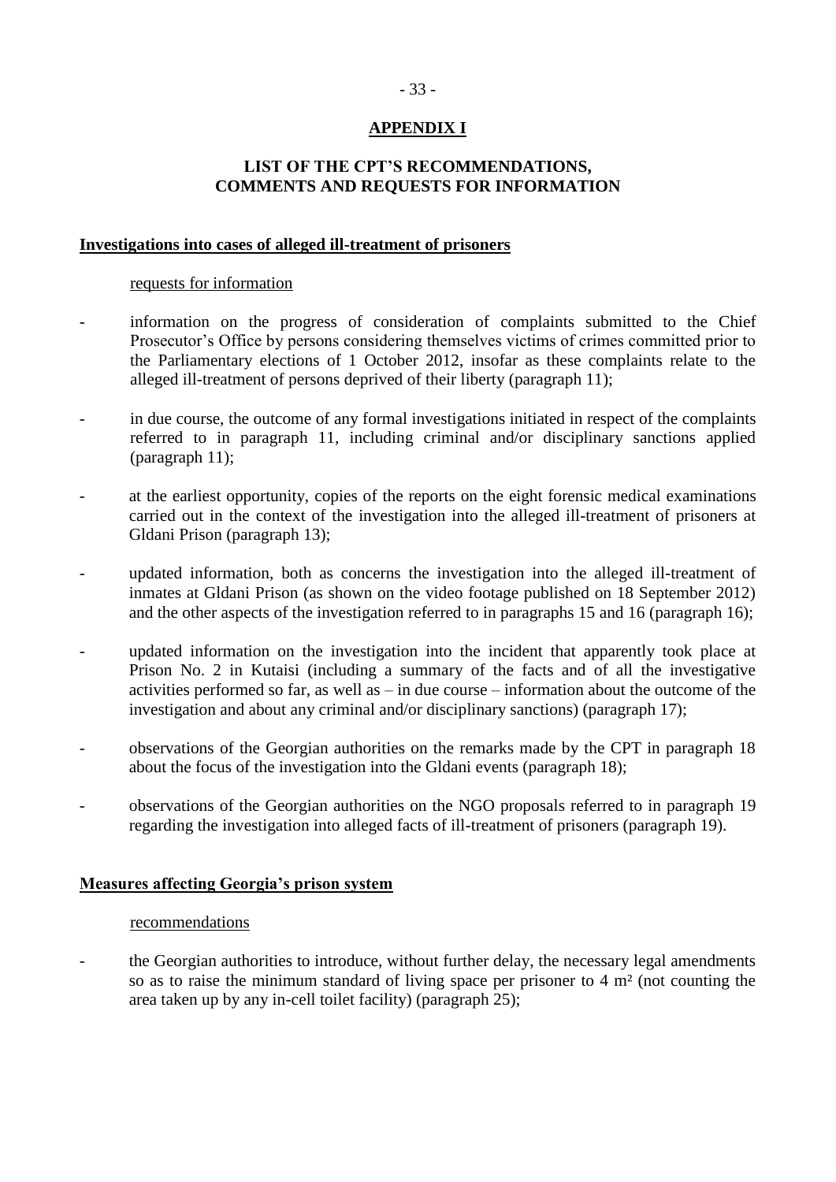## APPENDIX I

## LIST OF THE CPT'S RECOMMENDATIONS, COMMENTS AND REQUESTS FOR INFORMATION

**Investigations into cases of alleged ill-treatment of prisoners**

requests for information

- information on the progress of consideration of complaints submitted to the Chief Prosecutor's Office by persons considering themselves victims of crimes committed prior to the Parliamentary elections of 1 October 2012, insofar as these complaints relate to the alleged ill-treatment of persons deprived of their liberty (paragraph 11);
- in due course, the outcome of any formal investigations initiated in respect of the complaints referred to in paragraph 11, including criminal and/or disciplinary sanctions applied (paragraph 11);
- at the earliest opportunity, copies of the reports on the eight forensic medical examinations carried out in the context of the investigation into the alleged ill-treatment of prisoners at Gldani Prison (paragraph 13);
- updated information, both as concerns the investigation into the alleged ill-treatment of inmates at Gldani Prison (as shown on the video footage published on 18 September 2012) and the other aspects of the investigation referred to in paragraphs 15 and 16 (paragraph 16);
- updated information on the investigation into the incident that apparently took place at Prison No. 2 in Kutaisi (including a summary of the facts and of all the investigative activities performed so far, as well as – in due course – information about the outcome of the investigation and about any criminal and/or disciplinary sanctions) (paragraph 17);
- observations of the Georgian authorities on the remarks made by the CPT in paragraph 18 about the focus of the investigation into the Gldani events (paragraph 18);
- observations of the Georgian authorities on the NGO proposals referred to in paragraph 19 regarding the investigation into alleged facts of ill-treatment of prisoners (paragraph 19).

**Measures affecting Georgia's prison system**

recommendations

- the Georgian authorities to introduce, without further delay, the necessary legal amendments so as to raise the minimum standard of living space per prisoner to 4 m² (not counting the area taken up by any in-cell toilet facility) (paragraph 25);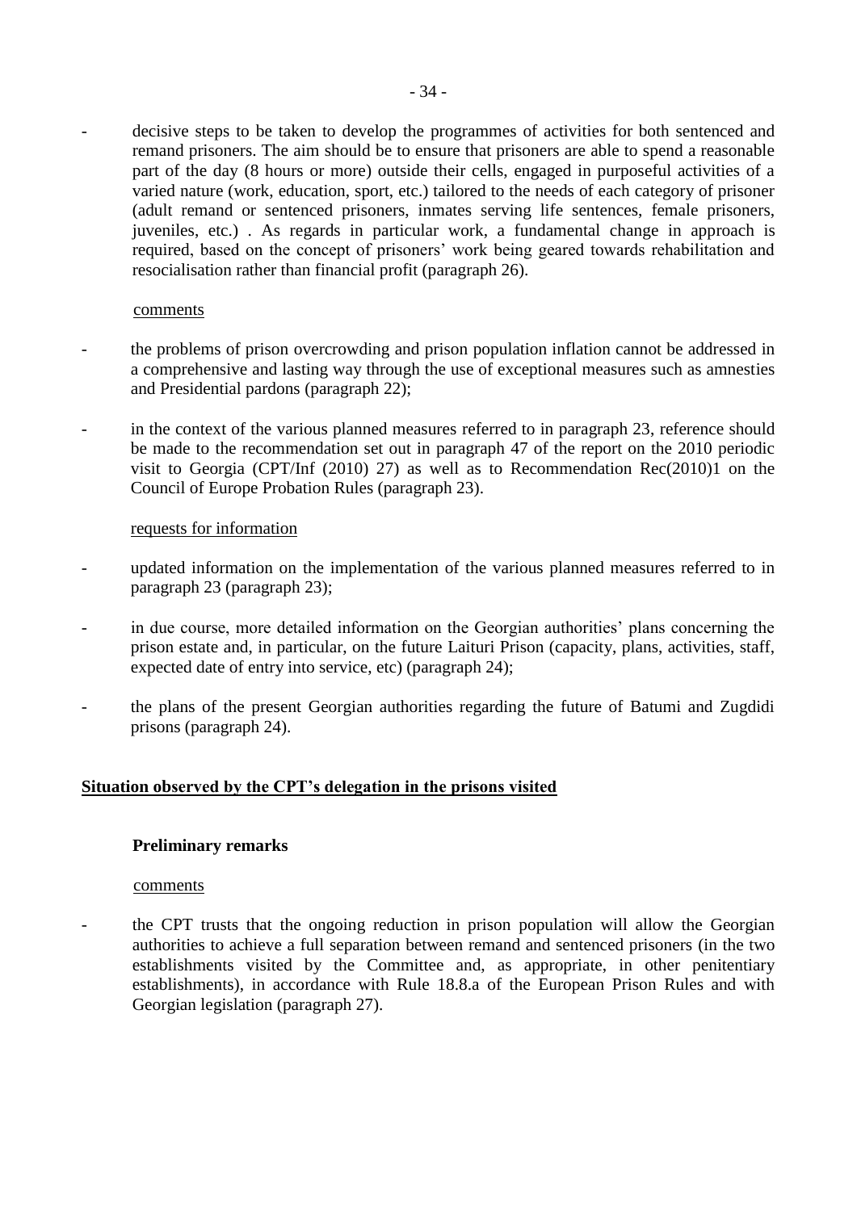- decisive steps to be taken to develop the programmes of activities for both sentenced and remand prisoners. The aim should be to ensure that prisoners are able to spend a reasonable part of the day (8 hours or more) outside their cells, engaged in purposeful activities of a varied nature (work, education, sport, etc.) tailored to the needs of each category of prisoner (adult remand or sentenced prisoners, inmates serving life sentences, female prisoners, juveniles, etc.) . As regards in particular work, a fundamental change in approach is required, based on the concept of prisoners' work being geared towards rehabilitation and resocialisation rather than financial profit (paragraph 26).

comments

- the problems of prison overcrowding and prison population inflation cannot be addressed in a comprehensive and lasting way through the use of exceptional measures such as amnesties and Presidential pardons (paragraph 22);
- in the context of the various planned measures referred to in paragraph 23, reference should be made to the recommendation set out in paragraph 47 of the report on the 2010 periodic visit to Georgia (CPT/Inf (2010) 27) as well as to Recommendation Rec(2010)1 on the Council of Europe Probation Rules (paragraph 23).

requests for information

- updated information on the implementation of the various planned measures referred to in paragraph 23 (paragraph 23);
- in due course, more detailed information on the Georgian authorities' plans concerning the prison estate and, in particular, on the future Laituri Prison (capacity, plans, activities, staff, expected date of entry into service, etc) (paragraph 24);
- the plans of the present Georgian authorities regarding the future of Batumi and Zugdidi prisons (paragraph 24).

## Situation observed by the CPT's delegation in the prisons visited

### Preliminary remarks

comments

- the CPT trusts that the ongoing reduction in prison population will allow the Georgian authorities to achieve a full separation between remand and sentenced prisoners (in the two establishments visited by the Committee and, as appropriate, in other penitentiary establishments), in accordance with Rule 18.8.a of the European Prison Rules and with Georgian legislation (paragraph 27).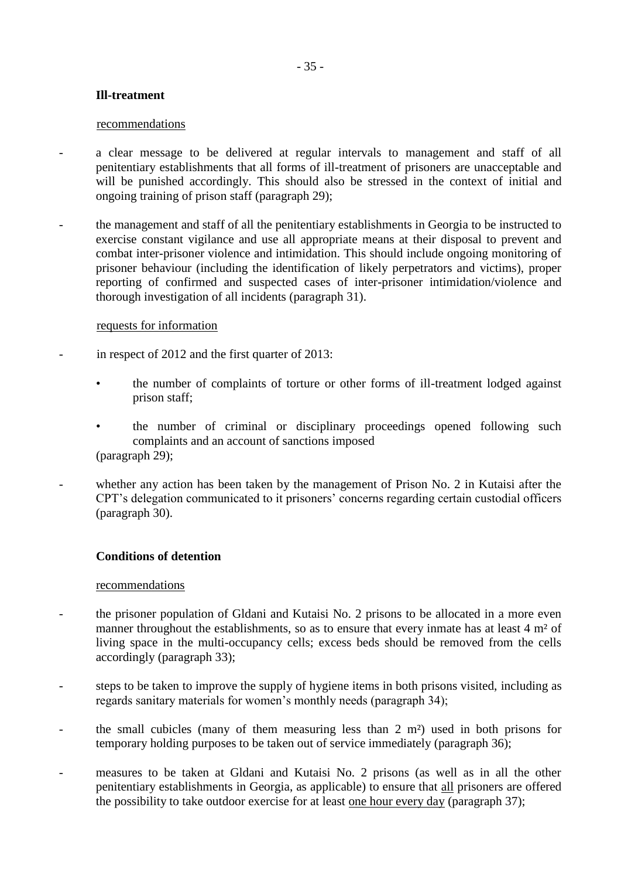**Ill-treatment**

recommendations

- a clear message to be delivered at regular intervals to management and staff of all penitentiary establishments that all forms of ill-treatment of prisoners are unacceptable and will be punished accordingly. This should also be stressed in the context of initial and ongoing training of prison staff (paragraph 29);

- the management and staff of all the penitentiary establishments in Georgia to be instructed to exercise constant vigilance and use all appropriate means at their disposal to prevent and combat inter-prisoner violence and intimidation. This should include ongoing monitoring of prisoner behaviour (including the identification of likely perpetrators and victims), proper reporting of confirmed and suspected cases of inter-prisoner intimidation/violence and thorough investigation of all incidents (paragraph 31).

requests for information

- in respect of 2012 and the first quarter of 2013:

  - the number of complaints of torture or other forms of ill-treatment lodged against prison staff;

  - the number of criminal or disciplinary proceedings opened following such complaints and an account of sanctions imposed

  (paragraph 29);

- whether any action has been taken by the management of Prison No. 2 in Kutaisi after the CPT's delegation communicated to it prisoners' concerns regarding certain custodial officers (paragraph 30).

**Conditions of detention**

recommendations

- the prisoner population of Gldani and Kutaisi No. 2 prisons to be allocated in a more even manner throughout the establishments, so as to ensure that every inmate has at least 4 m² of living space in the multi-occupancy cells; excess beds should be removed from the cells accordingly (paragraph 33);

- steps to be taken to improve the supply of hygiene items in both prisons visited, including as regards sanitary materials for women's monthly needs (paragraph 34);

- the small cubicles (many of them measuring less than 2 m²) used in both prisons for temporary holding purposes to be taken out of service immediately (paragraph 36);

- measures to be taken at Gldani and Kutaisi No. 2 prisons (as well as in all the other penitentiary establishments in Georgia, as applicable) to ensure that all prisoners are offered the possibility to take outdoor exercise for at least one hour every day (paragraph 37);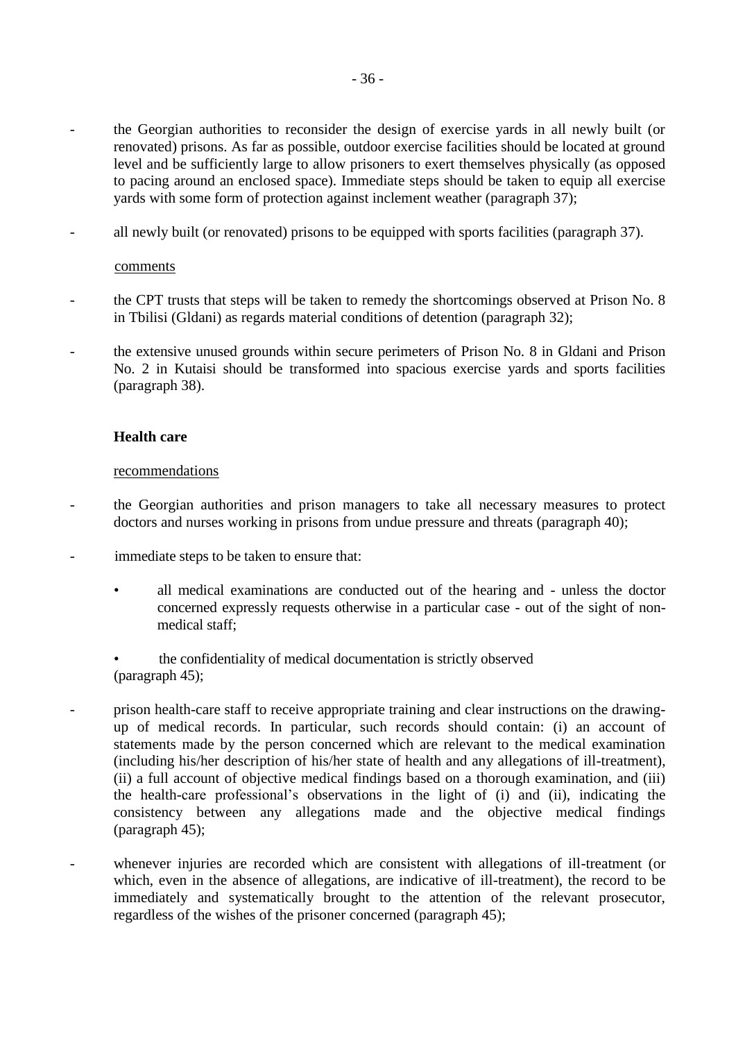- the Georgian authorities to reconsider the design of exercise yards in all newly built (or renovated) prisons. As far as possible, outdoor exercise facilities should be located at ground level and be sufficiently large to allow prisoners to exert themselves physically (as opposed to pacing around an enclosed space). Immediate steps should be taken to equip all exercise yards with some form of protection against inclement weather (paragraph 37);

- all newly built (or renovated) prisons to be equipped with sports facilities (paragraph 37).

comments

- the CPT trusts that steps will be taken to remedy the shortcomings observed at Prison No. 8 in Tbilisi (Gldani) as regards material conditions of detention (paragraph 32);

- the extensive unused grounds within secure perimeters of Prison No. 8 in Gldani and Prison No. 2 in Kutaisi should be transformed into spacious exercise yards and sports facilities (paragraph 38).

**Health care**

recommendations

- the Georgian authorities and prison managers to take all necessary measures to protect doctors and nurses working in prisons from undue pressure and threats (paragraph 40);

- immediate steps to be taken to ensure that:

  - all medical examinations are conducted out of the hearing and - unless the doctor concerned expressly requests otherwise in a particular case - out of the sight of non-medical staff;

  - the confidentiality of medical documentation is strictly observed

  (paragraph 45);

- prison health-care staff to receive appropriate training and clear instructions on the drawing-up of medical records. In particular, such records should contain: (i) an account of statements made by the person concerned which are relevant to the medical examination (including his/her description of his/her state of health and any allegations of ill-treatment), (ii) a full account of objective medical findings based on a thorough examination, and (iii) the health-care professional's observations in the light of (i) and (ii), indicating the consistency between any allegations made and the objective medical findings (paragraph 45);

- whenever injuries are recorded which are consistent with allegations of ill-treatment (or which, even in the absence of allegations, are indicative of ill-treatment), the record to be immediately and systematically brought to the attention of the relevant prosecutor, regardless of the wishes of the prisoner concerned (paragraph 45);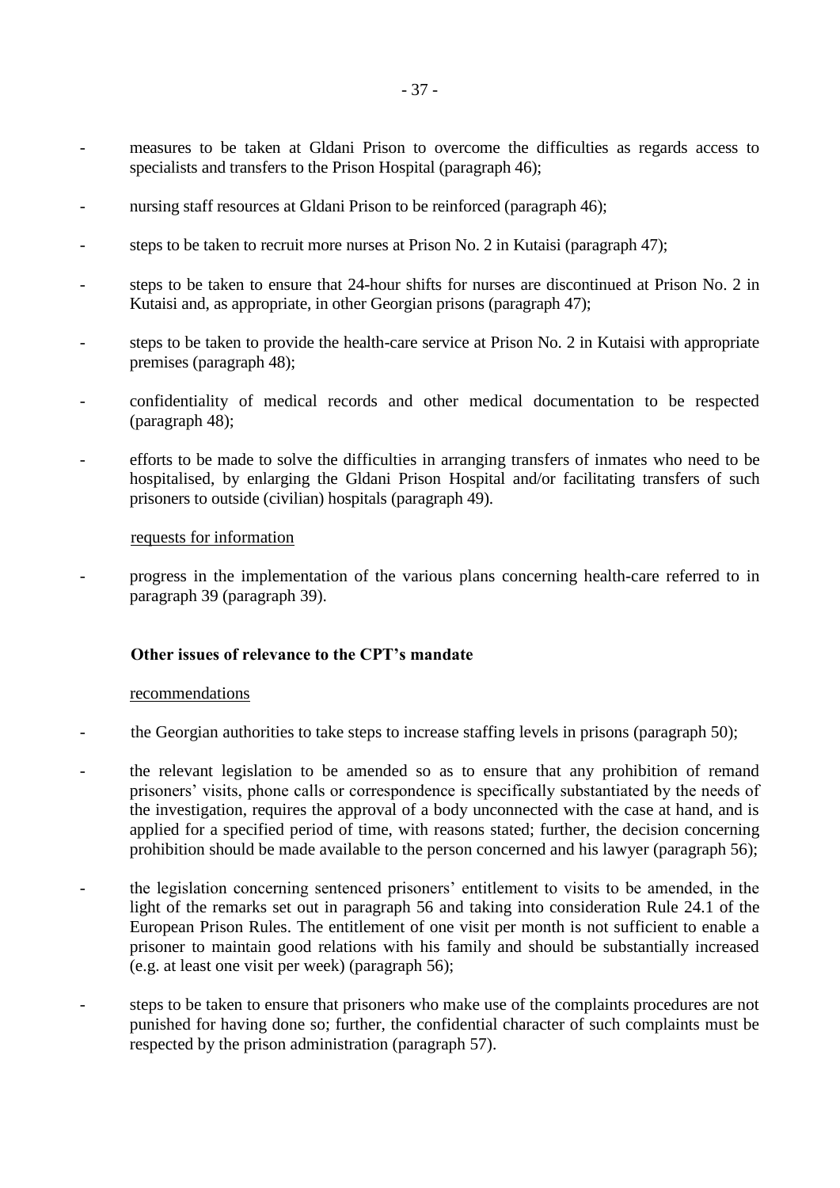- measures to be taken at Gldani Prison to overcome the difficulties as regards access to specialists and transfers to the Prison Hospital (paragraph 46);

- nursing staff resources at Gldani Prison to be reinforced (paragraph 46);

- steps to be taken to recruit more nurses at Prison No. 2 in Kutaisi (paragraph 47);

- steps to be taken to ensure that 24-hour shifts for nurses are discontinued at Prison No. 2 in Kutaisi and, as appropriate, in other Georgian prisons (paragraph 47);

- steps to be taken to provide the health-care service at Prison No. 2 in Kutaisi with appropriate premises (paragraph 48);

- confidentiality of medical records and other medical documentation to be respected (paragraph 48);

- efforts to be made to solve the difficulties in arranging transfers of inmates who need to be hospitalised, by enlarging the Gldani Prison Hospital and/or facilitating transfers of such prisoners to outside (civilian) hospitals (paragraph 49).

requests for information

- progress in the implementation of the various plans concerning health-care referred to in paragraph 39 (paragraph 39).

**Other issues of relevance to the CPT's mandate**

recommendations

- the Georgian authorities to take steps to increase staffing levels in prisons (paragraph 50);

- the relevant legislation to be amended so as to ensure that any prohibition of remand prisoners' visits, phone calls or correspondence is specifically substantiated by the needs of the investigation, requires the approval of a body unconnected with the case at hand, and is applied for a specified period of time, with reasons stated; further, the decision concerning prohibition should be made available to the person concerned and his lawyer (paragraph 56);

- the legislation concerning sentenced prisoners' entitlement to visits to be amended, in the light of the remarks set out in paragraph 56 and taking into consideration Rule 24.1 of the European Prison Rules. The entitlement of one visit per month is not sufficient to enable a prisoner to maintain good relations with his family and should be substantially increased (e.g. at least one visit per week) (paragraph 56);

- steps to be taken to ensure that prisoners who make use of the complaints procedures are not punished for having done so; further, the confidential character of such complaints must be respected by the prison administration (paragraph 57).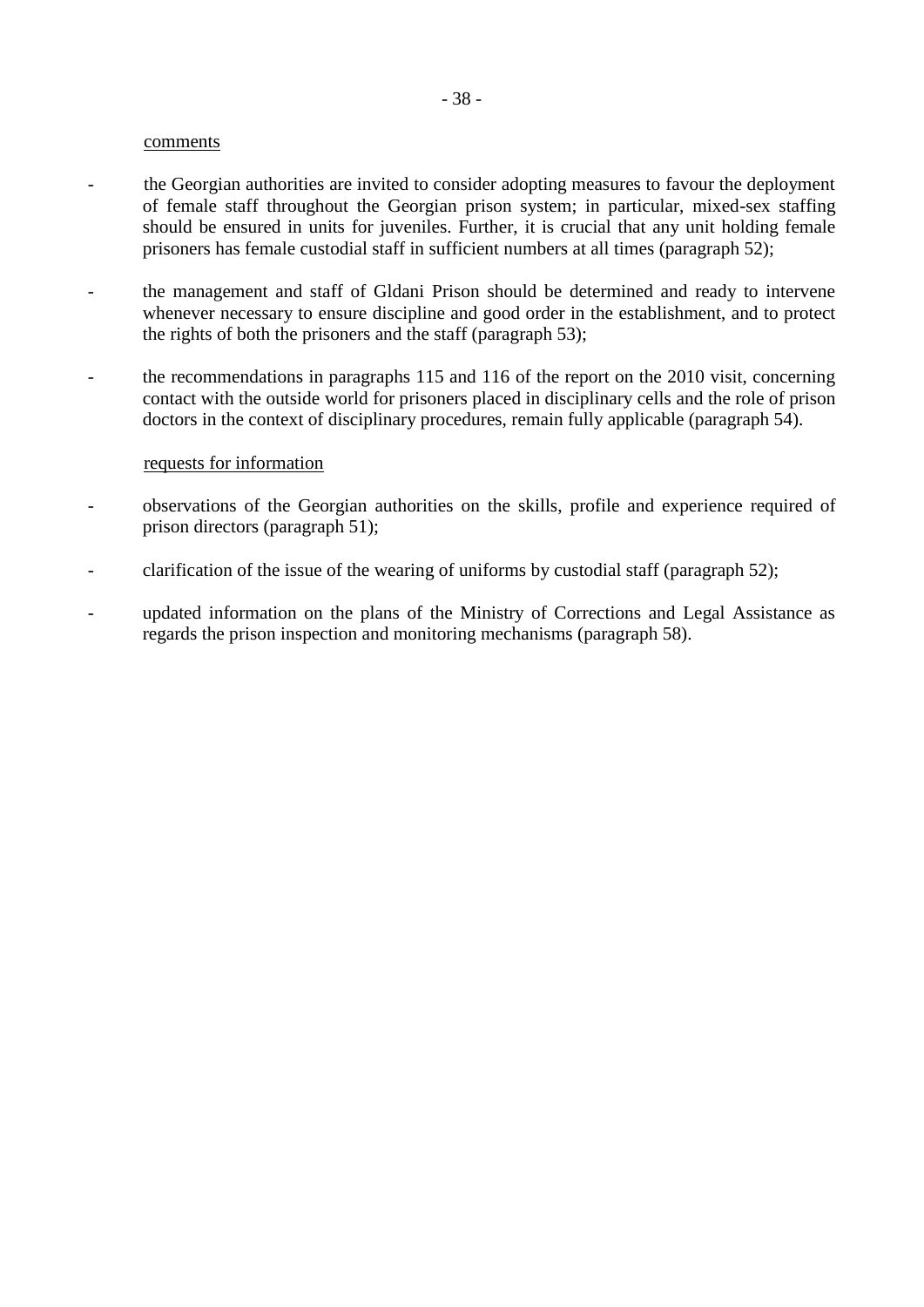<u>comments</u>

- the Georgian authorities are invited to consider adopting measures to favour the deployment of female staff throughout the Georgian prison system; in particular, mixed-sex staffing should be ensured in units for juveniles. Further, it is crucial that any unit holding female prisoners has female custodial staff in sufficient numbers at all times (paragraph 52);

- the management and staff of Gldani Prison should be determined and ready to intervene whenever necessary to ensure discipline and good order in the establishment, and to protect the rights of both the prisoners and the staff (paragraph 53);

- the recommendations in paragraphs 115 and 116 of the report on the 2010 visit, concerning contact with the outside world for prisoners placed in disciplinary cells and the role of prison doctors in the context of disciplinary procedures, remain fully applicable (paragraph 54).

<u>requests for information</u>

- observations of the Georgian authorities on the skills, profile and experience required of prison directors (paragraph 51);

- clarification of the issue of the wearing of uniforms by custodial staff (paragraph 52);

- updated information on the plans of the Ministry of Corrections and Legal Assistance as regards the prison inspection and monitoring mechanisms (paragraph 58).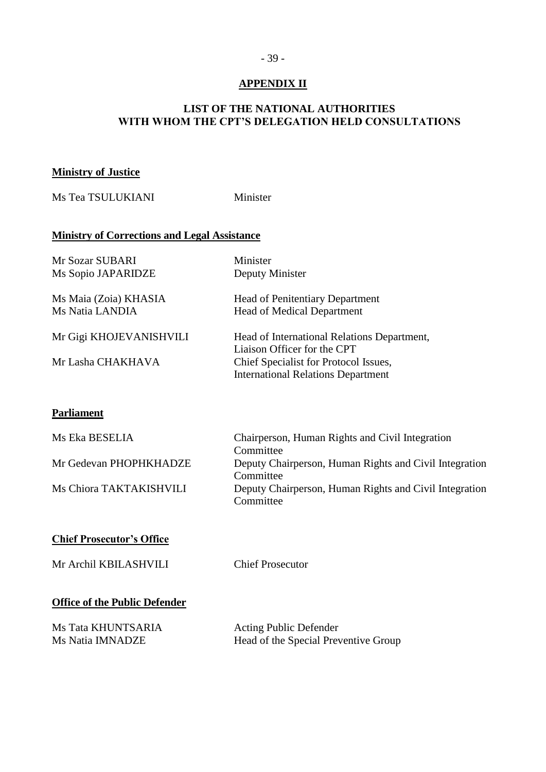## APPENDIX II

## LIST OF THE NATIONAL AUTHORITIES WITH WHOM THE CPT'S DELEGATION HELD CONSULTATIONS

**Ministry of Justice**

| | |
|---|---|
| Ms Tea TSULUKIANI | Minister |

**Ministry of Corrections and Legal Assistance**

| | |
|---|---|
| Mr Sozar SUBARI | Minister |
| Ms Sopio JAPARIDZE | Deputy Minister |
| Ms Maia (Zoia) KHASIA | Head of Penitentiary Department |
| Ms Natia LANDIA | Head of Medical Department |
| Mr Gigi KHOJEVANISHVILI | Head of International Relations Department, Liaison Officer for the CPT |
| Mr Lasha CHAKHAVA | Chief Specialist for Protocol Issues, International Relations Department |

**Parliament**

| | |
|---|---|
| Ms Eka BESELIA | Chairperson, Human Rights and Civil Integration Committee |
| Mr Gedevan PHOPHKHADZE | Deputy Chairperson, Human Rights and Civil Integration Committee |
| Ms Chiora TAKTAKISHVILI | Deputy Chairperson, Human Rights and Civil Integration Committee |

**Chief Prosecutor's Office**

| | |
|---|---|
| Mr Archil KBILASHVILI | Chief Prosecutor |

**Office of the Public Defender**

| | |
|---|---|
| Ms Tata KHUNTSARIA | Acting Public Defender |
| Ms Natia IMNADZE | Head of the Special Preventive Group |